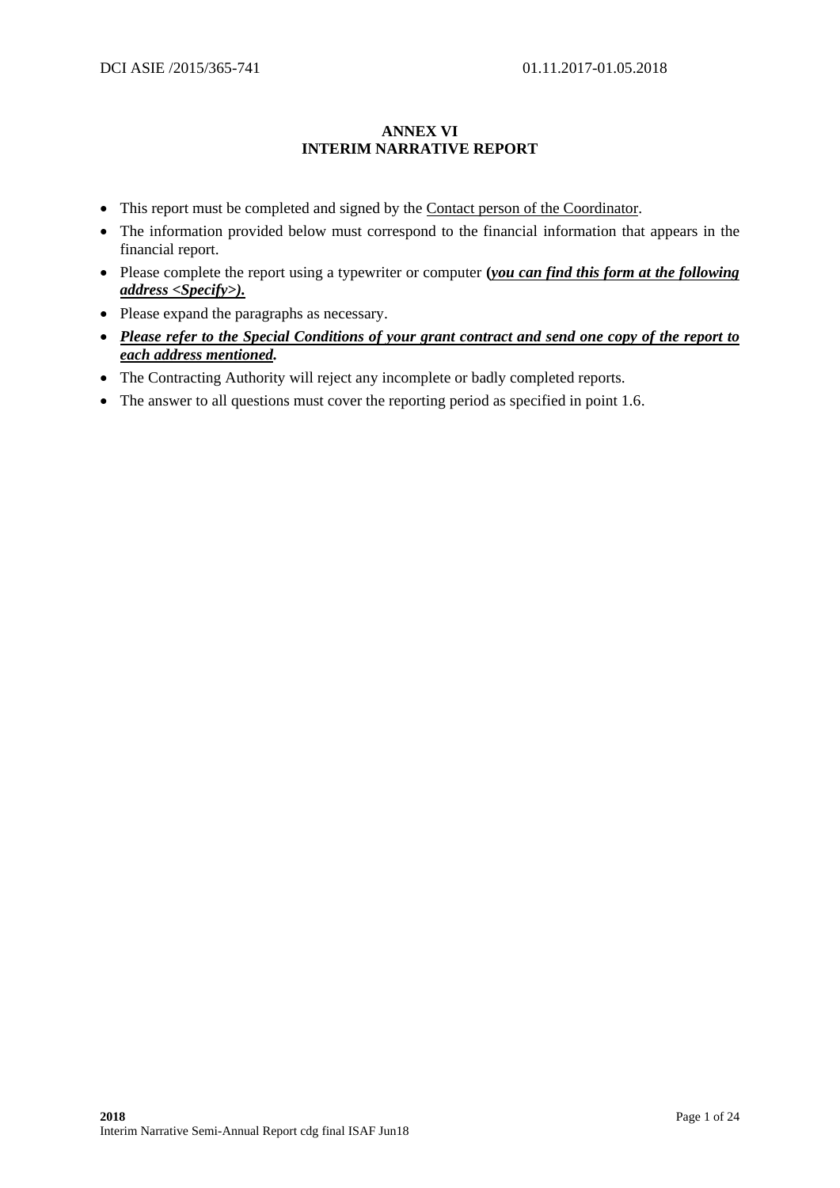# ANNEX VI
# INTERIM NARRATIVE REPORT

- This report must be completed and signed by the Contact person of the Coordinator.
- The information provided below must correspond to the financial information that appears in the financial report.
- Please complete the report using a typewriter or computer (***you can find this form at the following address <Specify>).***
- Please expand the paragraphs as necessary.
- ***Please refer to the Special Conditions of your grant contract and send one copy of the report to each address mentioned.***
- The Contracting Authority will reject any incomplete or badly completed reports.
- The answer to all questions must cover the reporting period as specified in point 1.6.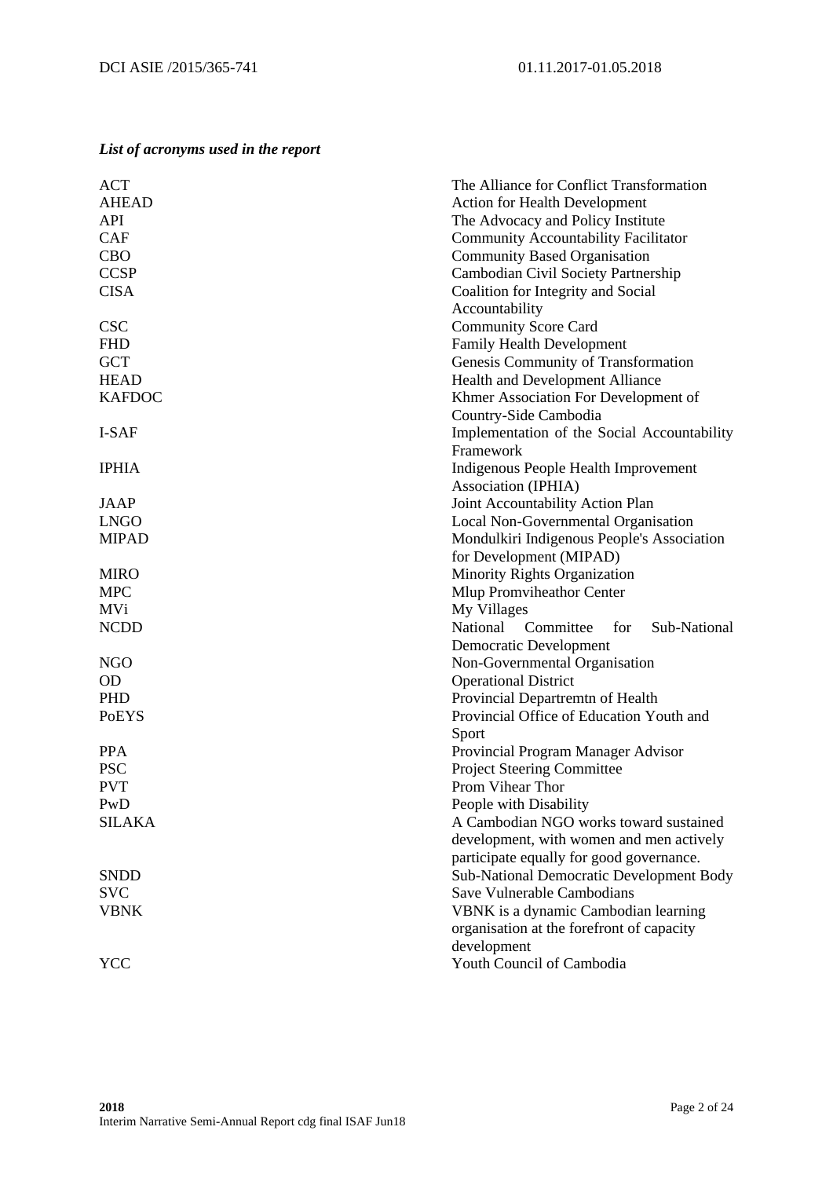***List of acronyms used in the report***

| | |
|---|---|
| ACT | The Alliance for Conflict Transformation |
| AHEAD | Action for Health Development |
| API | The Advocacy and Policy Institute |
| CAF | Community Accountability Facilitator |
| CBO | Community Based Organisation |
| CCSP | Cambodian Civil Society Partnership |
| CISA | Coalition for Integrity and Social Accountability |
| CSC | Community Score Card |
| FHD | Family Health Development |
| GCT | Genesis Community of Transformation |
| HEAD | Health and Development Alliance |
| KAFDOC | Khmer Association For Development of Country-Side Cambodia |
| I-SAF | Implementation of the Social Accountability Framework |
| IPHIA | Indigenous People Health Improvement Association (IPHIA) |
| JAAP | Joint Accountability Action Plan |
| LNGO | Local Non-Governmental Organisation |
| MIPAD | Mondulkiri Indigenous People's Association for Development (MIPAD) |
| MIRO | Minority Rights Organization |
| MPC | Mlup Promviheathor Center |
| MVi | My Villages |
| NCDD | National Committee for Sub-National Democratic Development |
| NGO | Non-Governmental Organisation |
| OD | Operational District |
| PHD | Provincial Departremtn of Health |
| PoEYS | Provincial Office of Education Youth and Sport |
| PPA | Provincial Program Manager Advisor |
| PSC | Project Steering Committee |
| PVT | Prom Vihear Thor |
| PwD | People with Disability |
| SILAKA | A Cambodian NGO works toward sustained development, with women and men actively participate equally for good governance. |
| SNDD | Sub-National Democratic Development Body |
| SVC | Save Vulnerable Cambodians |
| VBNK | VBNK is a dynamic Cambodian learning organisation at the forefront of capacity development |
| YCC | Youth Council of Cambodia |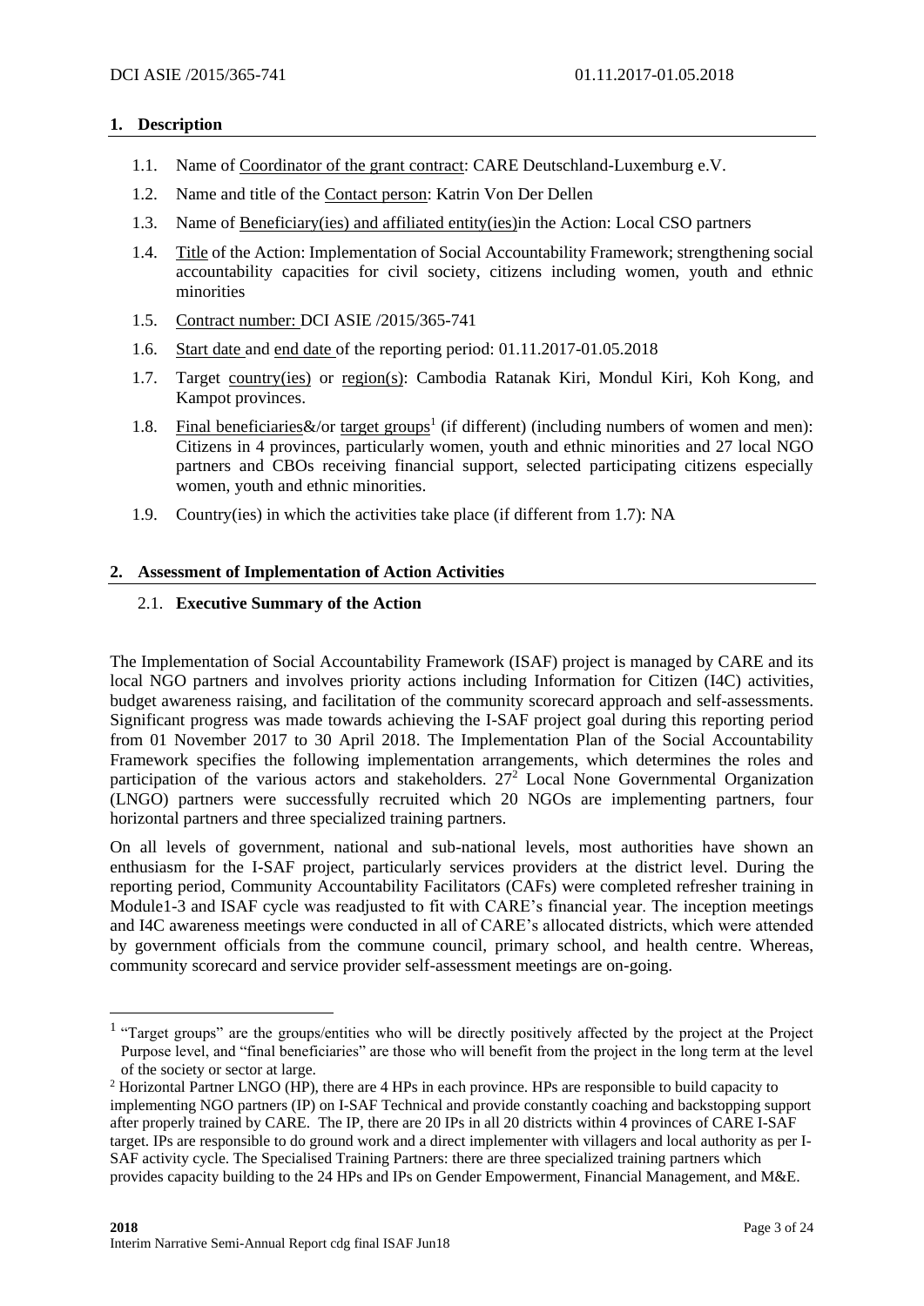## 1. Description

1.1. Name of Coordinator of the grant contract: CARE Deutschland-Luxemburg e.V.

1.2. Name and title of the Contact person: Katrin Von Der Dellen

1.3. Name of Beneficiary(ies) and affiliated entity(ies)in the Action: Local CSO partners

1.4. Title of the Action: Implementation of Social Accountability Framework; strengthening social accountability capacities for civil society, citizens including women, youth and ethnic minorities

1.5. Contract number: DCI ASIE /2015/365-741

1.6. Start date and end date of the reporting period: 01.11.2017-01.05.2018

1.7. Target country(ies) or region(s): Cambodia Ratanak Kiri, Mondul Kiri, Koh Kong, and Kampot provinces.

1.8. Final beneficiaries&/or target groups[1] (if different) (including numbers of women and men): Citizens in 4 provinces, particularly women, youth and ethnic minorities and 27 local NGO partners and CBOs receiving financial support, selected participating citizens especially women, youth and ethnic minorities.

1.9. Country(ies) in which the activities take place (if different from 1.7): NA

## 2. Assessment of Implementation of Action Activities

### 2.1. Executive Summary of the Action

The Implementation of Social Accountability Framework (ISAF) project is managed by CARE and its local NGO partners and involves priority actions including Information for Citizen (I4C) activities, budget awareness raising, and facilitation of the community scorecard approach and self-assessments. Significant progress was made towards achieving the I-SAF project goal during this reporting period from 01 November 2017 to 30 April 2018. The Implementation Plan of the Social Accountability Framework specifies the following implementation arrangements, which determines the roles and participation of the various actors and stakeholders. 27[2] Local None Governmental Organization (LNGO) partners were successfully recruited which 20 NGOs are implementing partners, four horizontal partners and three specialized training partners.

On all levels of government, national and sub-national levels, most authorities have shown an enthusiasm for the I-SAF project, particularly services providers at the district level. During the reporting period, Community Accountability Facilitators (CAFs) were completed refresher training in Module1-3 and ISAF cycle was readjusted to fit with CARE's financial year. The inception meetings and I4C awareness meetings were conducted in all of CARE's allocated districts, which were attended by government officials from the commune council, primary school, and health centre. Whereas, community scorecard and service provider self-assessment meetings are on-going.

---

[1] "Target groups" are the groups/entities who will be directly positively affected by the project at the Project Purpose level, and "final beneficiaries" are those who will benefit from the project in the long term at the level of the society or sector at large.

[2] Horizontal Partner LNGO (HP), there are 4 HPs in each province. HPs are responsible to build capacity to implementing NGO partners (IP) on I-SAF Technical and provide constantly coaching and backstopping support after properly trained by CARE. The IP, there are 20 IPs in all 20 districts within 4 provinces of CARE I-SAF target. IPs are responsible to do ground work and a direct implementer with villagers and local authority as per I-SAF activity cycle. The Specialised Training Partners: there are three specialized training partners which provides capacity building to the 24 HPs and IPs on Gender Empowerment, Financial Management, and M&E.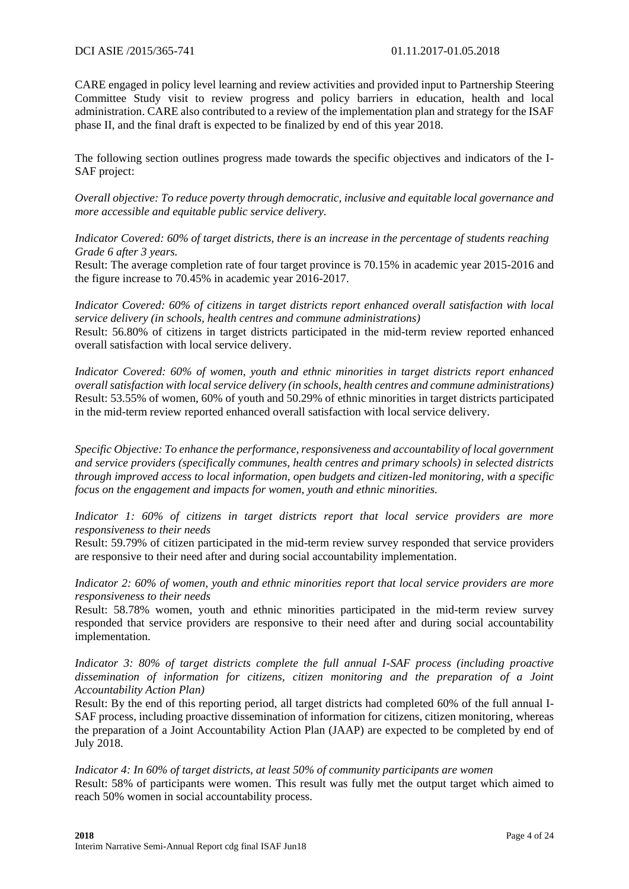CARE engaged in policy level learning and review activities and provided input to Partnership Steering Committee Study visit to review progress and policy barriers in education, health and local administration. CARE also contributed to a review of the implementation plan and strategy for the ISAF phase II, and the final draft is expected to be finalized by end of this year 2018.

The following section outlines progress made towards the specific objectives and indicators of the I-SAF project:

*Overall objective: To reduce poverty through democratic, inclusive and equitable local governance and more accessible and equitable public service delivery.*

*Indicator Covered: 60% of target districts, there is an increase in the percentage of students reaching Grade 6 after 3 years.*

Result: The average completion rate of four target province is 70.15% in academic year 2015-2016 and the figure increase to 70.45% in academic year 2016-2017.

*Indicator Covered: 60% of citizens in target districts report enhanced overall satisfaction with local service delivery (in schools, health centres and commune administrations)*

Result: 56.80% of citizens in target districts participated in the mid-term review reported enhanced overall satisfaction with local service delivery.

*Indicator Covered: 60% of women, youth and ethnic minorities in target districts report enhanced overall satisfaction with local service delivery (in schools, health centres and commune administrations)*

Result: 53.55% of women, 60% of youth and 50.29% of ethnic minorities in target districts participated in the mid-term review reported enhanced overall satisfaction with local service delivery.

*Specific Objective: To enhance the performance, responsiveness and accountability of local government and service providers (specifically communes, health centres and primary schools) in selected districts through improved access to local information, open budgets and citizen-led monitoring, with a specific focus on the engagement and impacts for women, youth and ethnic minorities.*

*Indicator 1: 60% of citizens in target districts report that local service providers are more responsiveness to their needs*

Result: 59.79% of citizen participated in the mid-term review survey responded that service providers are responsive to their need after and during social accountability implementation.

*Indicator 2: 60% of women, youth and ethnic minorities report that local service providers are more responsiveness to their needs*

Result: 58.78% women, youth and ethnic minorities participated in the mid-term review survey responded that service providers are responsive to their need after and during social accountability implementation.

*Indicator 3: 80% of target districts complete the full annual I-SAF process (including proactive dissemination of information for citizens, citizen monitoring and the preparation of a Joint Accountability Action Plan)*

Result: By the end of this reporting period, all target districts had completed 60% of the full annual I-SAF process, including proactive dissemination of information for citizens, citizen monitoring, whereas the preparation of a Joint Accountability Action Plan (JAAP) are expected to be completed by end of July 2018.

*Indicator 4: In 60% of target districts, at least 50% of community participants are women*

Result: 58% of participants were women. This result was fully met the output target which aimed to reach 50% women in social accountability process.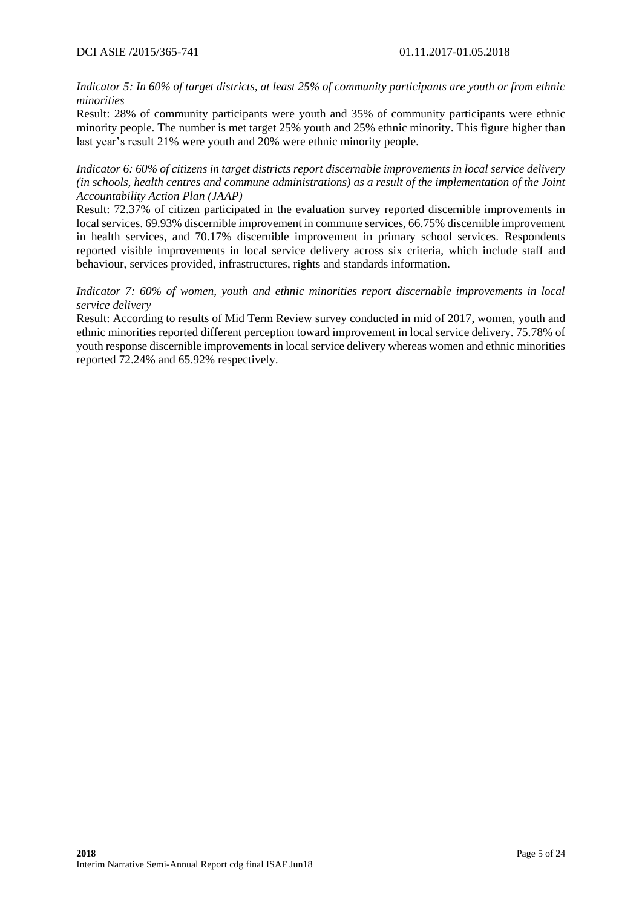*Indicator 5: In 60% of target districts, at least 25% of community participants are youth or from ethnic minorities*

Result: 28% of community participants were youth and 35% of community participants were ethnic minority people. The number is met target 25% youth and 25% ethnic minority. This figure higher than last year's result 21% were youth and 20% were ethnic minority people.

*Indicator 6: 60% of citizens in target districts report discernable improvements in local service delivery (in schools, health centres and commune administrations) as a result of the implementation of the Joint Accountability Action Plan (JAAP)*

Result: 72.37% of citizen participated in the evaluation survey reported discernible improvements in local services. 69.93% discernible improvement in commune services, 66.75% discernible improvement in health services, and 70.17% discernible improvement in primary school services. Respondents reported visible improvements in local service delivery across six criteria, which include staff and behaviour, services provided, infrastructures, rights and standards information.

*Indicator 7: 60% of women, youth and ethnic minorities report discernable improvements in local service delivery*

Result: According to results of Mid Term Review survey conducted in mid of 2017, women, youth and ethnic minorities reported different perception toward improvement in local service delivery. 75.78% of youth response discernible improvements in local service delivery whereas women and ethnic minorities reported 72.24% and 65.92% respectively.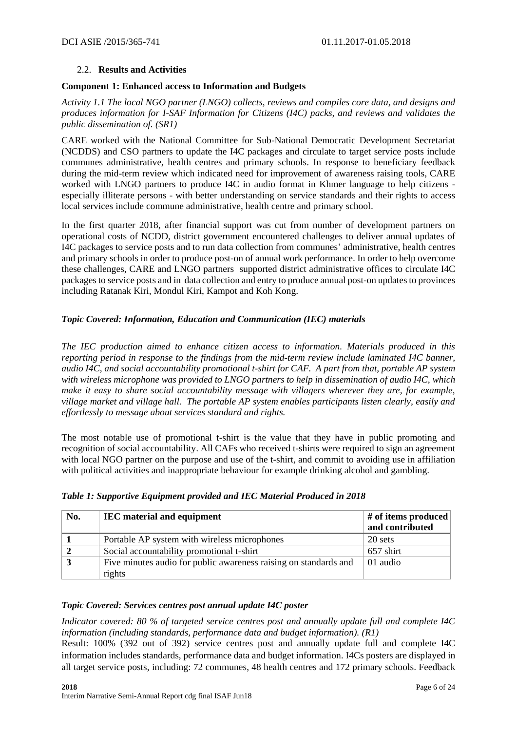## 2.2. **Results and Activities**

**Component 1: Enhanced access to Information and Budgets**

*Activity 1.1 The local NGO partner (LNGO) collects, reviews and compiles core data, and designs and produces information for I-SAF Information for Citizens (I4C) packs, and reviews and validates the public dissemination of. (SR1)*

CARE worked with the National Committee for Sub-National Democratic Development Secretariat (NCDDS) and CSO partners to update the I4C packages and circulate to target service posts include communes administrative, health centres and primary schools. In response to beneficiary feedback during the mid-term review which indicated need for improvement of awareness raising tools, CARE worked with LNGO partners to produce I4C in audio format in Khmer language to help citizens - especially illiterate persons - with better understanding on service standards and their rights to access local services include commune administrative, health centre and primary school.

In the first quarter 2018, after financial support was cut from number of development partners on operational costs of NCDD, district government encountered challenges to deliver annual updates of I4C packages to service posts and to run data collection from communes' administrative, health centres and primary schools in order to produce post-on of annual work performance. In order to help overcome these challenges, CARE and LNGO partners supported district administrative offices to circulate I4C packages to service posts and in data collection and entry to produce annual post-on updates to provinces including Ratanak Kiri, Mondul Kiri, Kampot and Koh Kong.

***Topic Covered: Information, Education and Communication (IEC) materials***

*The IEC production aimed to enhance citizen access to information. Materials produced in this reporting period in response to the findings from the mid-term review include laminated I4C banner, audio I4C, and social accountability promotional t-shirt for CAF. A part from that, portable AP system with wireless microphone was provided to LNGO partners to help in dissemination of audio I4C, which make it easy to share social accountability message with villagers wherever they are, for example, village market and village hall. The portable AP system enables participants listen clearly, easily and effortlessly to message about services standard and rights.*

The most notable use of promotional t-shirt is the value that they have in public promoting and recognition of social accountability. All CAFs who received t-shirts were required to sign an agreement with local NGO partner on the purpose and use of the t-shirt, and commit to avoiding use in affiliation with political activities and inappropriate behaviour for example drinking alcohol and gambling.

***Table 1: Supportive Equipment provided and IEC Material Produced in 2018***

| No. | IEC material and equipment | # of items produced and contributed |
|---|---|---|
| **1** | Portable AP system with wireless microphones | 20 sets |
| **2** | Social accountability promotional t-shirt | 657 shirt |
| **3** | Five minutes audio for public awareness raising on standards and rights | 01 audio |

***Topic Covered: Services centres post annual update I4C poster***

*Indicator covered: 80 % of targeted service centres post and annually update full and complete I4C information (including standards, performance data and budget information). (R1)*

Result: 100% (392 out of 392) service centres post and annually update full and complete I4C information includes standards, performance data and budget information. I4Cs posters are displayed in all target service posts, including: 72 communes, 48 health centres and 172 primary schools. Feedback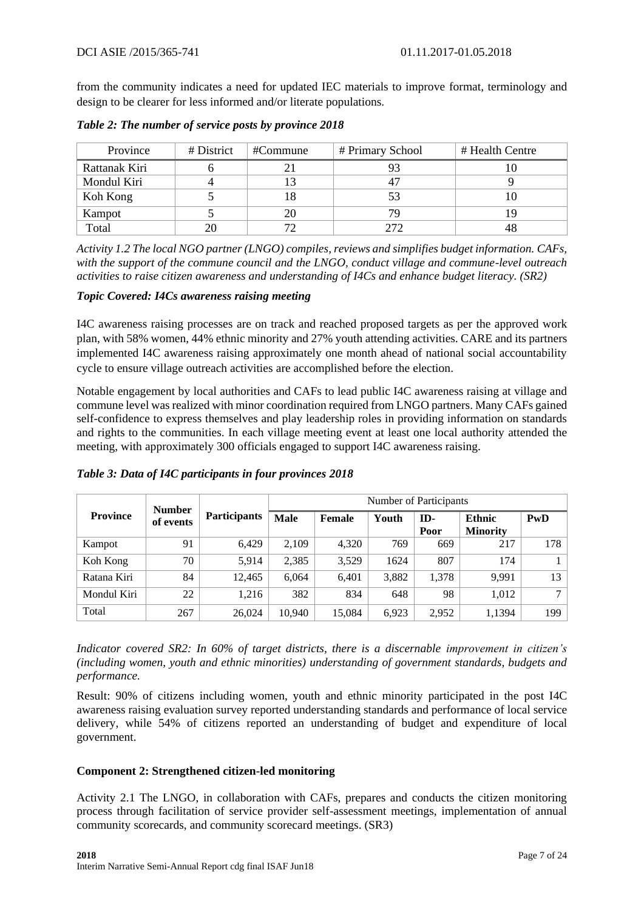from the community indicates a need for updated IEC materials to improve format, terminology and design to be clearer for less informed and/or literate populations.

*Table 2: The number of service posts by province 2018*

| Province | # District | #Commune | # Primary School | # Health Centre |
|---|---|---|---|---|
| Rattanak Kiri | 6 | 21 | 93 | 10 |
| Mondul Kiri | 4 | 13 | 47 | 9 |
| Koh Kong | 5 | 18 | 53 | 10 |
| Kampot | 5 | 20 | 79 | 19 |
| Total | 20 | 72 | 272 | 48 |

*Activity 1.2 The local NGO partner (LNGO) compiles, reviews and simplifies budget information. CAFs, with the support of the commune council and the LNGO, conduct village and commune-level outreach activities to raise citizen awareness and understanding of I4Cs and enhance budget literacy. (SR2)*

***Topic Covered: I4Cs awareness raising meeting***

I4C awareness raising processes are on track and reached proposed targets as per the approved work plan, with 58% women, 44% ethnic minority and 27% youth attending activities. CARE and its partners implemented I4C awareness raising approximately one month ahead of national social accountability cycle to ensure village outreach activities are accomplished before the election.

Notable engagement by local authorities and CAFs to lead public I4C awareness raising at village and commune level was realized with minor coordination required from LNGO partners. Many CAFs gained self-confidence to express themselves and play leadership roles in providing information on standards and rights to the communities. In each village meeting event at least one local authority attended the meeting, with approximately 300 officials engaged to support I4C awareness raising.

*Table 3: Data of I4C participants in four provinces 2018*

| Province | Number of events | Participants | Number of Participants | | | | | |
|---|---|---|---|---|---|---|---|---|
| | | | **Male** | **Female** | **Youth** | **ID-Poor** | **Ethnic Minority** | **PwD** |
| Kampot | 91 | 6,429 | 2,109 | 4,320 | 769 | 669 | 217 | 178 |
| Koh Kong | 70 | 5,914 | 2,385 | 3,529 | 1624 | 807 | 174 | 1 |
| Ratana Kiri | 84 | 12,465 | 6,064 | 6,401 | 3,882 | 1,378 | 9,991 | 13 |
| Mondul Kiri | 22 | 1,216 | 382 | 834 | 648 | 98 | 1,012 | 7 |
| Total | 267 | 26,024 | 10,940 | 15,084 | 6,923 | 2,952 | 1,1394 | 199 |

*Indicator covered SR2: In 60% of target districts, there is a discernable improvement in citizen's (including women, youth and ethnic minorities) understanding of government standards, budgets and performance.*

Result: 90% of citizens including women, youth and ethnic minority participated in the post I4C awareness raising evaluation survey reported understanding standards and performance of local service delivery, while 54% of citizens reported an understanding of budget and expenditure of local government.

**Component 2: Strengthened citizen-led monitoring**

Activity 2.1 The LNGO, in collaboration with CAFs, prepares and conducts the citizen monitoring process through facilitation of service provider self-assessment meetings, implementation of annual community scorecards, and community scorecard meetings. (SR3)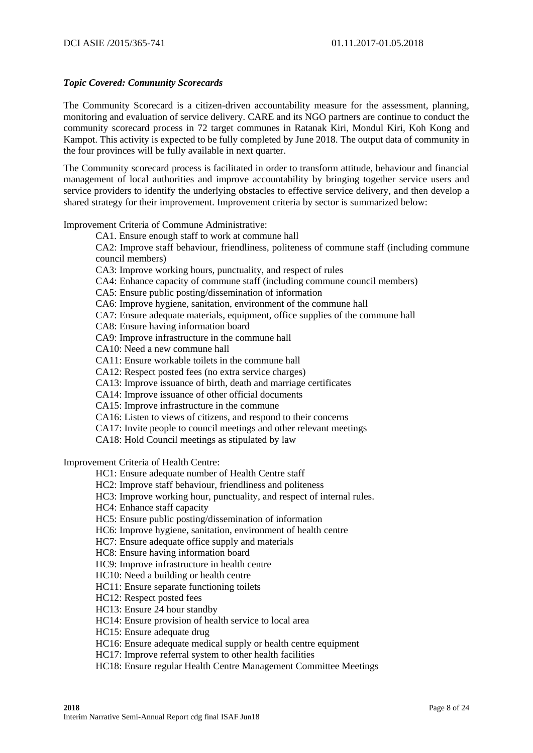***Topic Covered: Community Scorecards***

The Community Scorecard is a citizen-driven accountability measure for the assessment, planning, monitoring and evaluation of service delivery. CARE and its NGO partners are continue to conduct the community scorecard process in 72 target communes in Ratanak Kiri, Mondul Kiri, Koh Kong and Kampot. This activity is expected to be fully completed by June 2018. The output data of community in the four provinces will be fully available in next quarter.

The Community scorecard process is facilitated in order to transform attitude, behaviour and financial management of local authorities and improve accountability by bringing together service users and service providers to identify the underlying obstacles to effective service delivery, and then develop a shared strategy for their improvement. Improvement criteria by sector is summarized below:

Improvement Criteria of Commune Administrative:

- CA1. Ensure enough staff to work at commune hall
- CA2: Improve staff behaviour, friendliness, politeness of commune staff (including commune council members)
- CA3: Improve working hours, punctuality, and respect of rules
- CA4: Enhance capacity of commune staff (including commune council members)
- CA5: Ensure public posting/dissemination of information
- CA6: Improve hygiene, sanitation, environment of the commune hall
- CA7: Ensure adequate materials, equipment, office supplies of the commune hall
- CA8: Ensure having information board
- CA9: Improve infrastructure in the commune hall
- CA10: Need a new commune hall
- CA11: Ensure workable toilets in the commune hall
- CA12: Respect posted fees (no extra service charges)
- CA13: Improve issuance of birth, death and marriage certificates
- CA14: Improve issuance of other official documents
- CA15: Improve infrastructure in the commune
- CA16: Listen to views of citizens, and respond to their concerns
- CA17: Invite people to council meetings and other relevant meetings
- CA18: Hold Council meetings as stipulated by law

Improvement Criteria of Health Centre:

- HC1: Ensure adequate number of Health Centre staff
- HC2: Improve staff behaviour, friendliness and politeness
- HC3: Improve working hour, punctuality, and respect of internal rules.
- HC4: Enhance staff capacity
- HC5: Ensure public posting/dissemination of information
- HC6: Improve hygiene, sanitation, environment of health centre
- HC7: Ensure adequate office supply and materials
- HC8: Ensure having information board
- HC9: Improve infrastructure in health centre
- HC10: Need a building or health centre
- HC11: Ensure separate functioning toilets
- HC12: Respect posted fees
- HC13: Ensure 24 hour standby
- HC14: Ensure provision of health service to local area
- HC15: Ensure adequate drug
- HC16: Ensure adequate medical supply or health centre equipment
- HC17: Improve referral system to other health facilities
- HC18: Ensure regular Health Centre Management Committee Meetings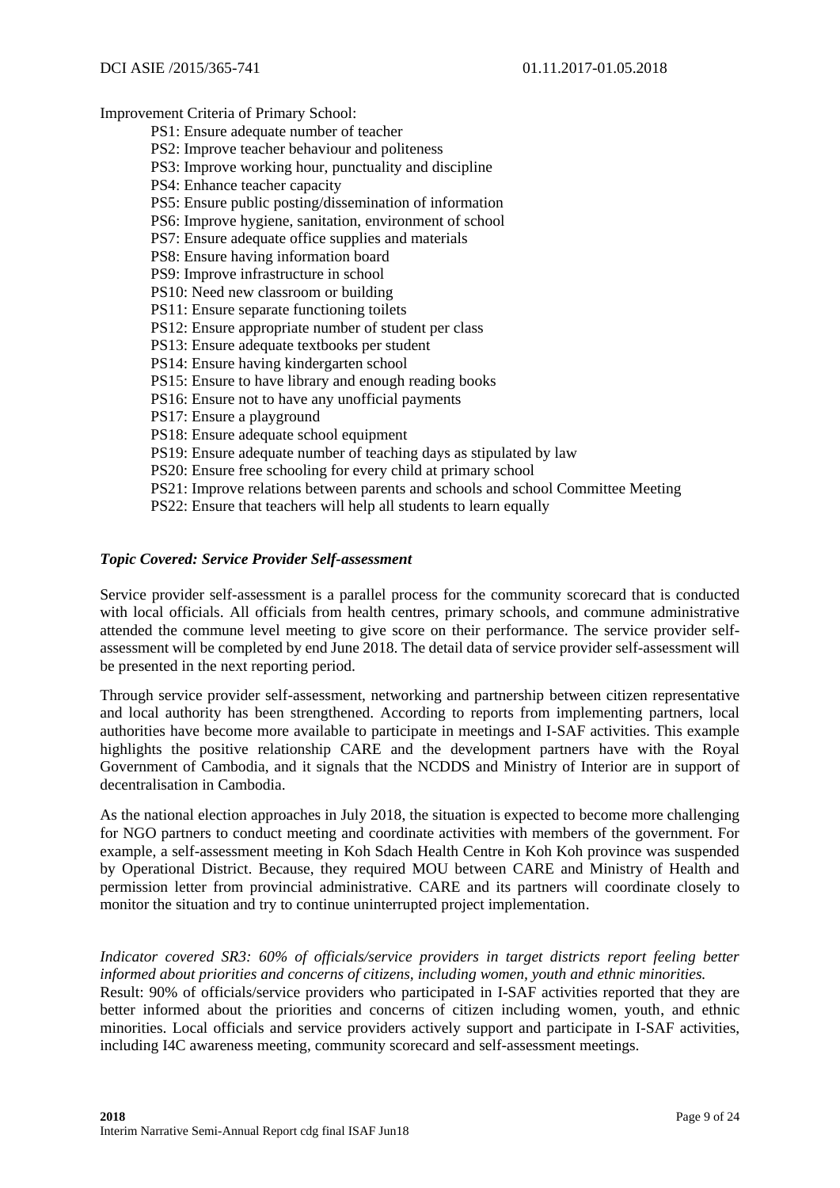Improvement Criteria of Primary School:

- PS1: Ensure adequate number of teacher
- PS2: Improve teacher behaviour and politeness
- PS3: Improve working hour, punctuality and discipline
- PS4: Enhance teacher capacity
- PS5: Ensure public posting/dissemination of information
- PS6: Improve hygiene, sanitation, environment of school
- PS7: Ensure adequate office supplies and materials
- PS8: Ensure having information board
- PS9: Improve infrastructure in school
- PS10: Need new classroom or building
- PS11: Ensure separate functioning toilets
- PS12: Ensure appropriate number of student per class
- PS13: Ensure adequate textbooks per student
- PS14: Ensure having kindergarten school
- PS15: Ensure to have library and enough reading books
- PS16: Ensure not to have any unofficial payments
- PS17: Ensure a playground
- PS18: Ensure adequate school equipment
- PS19: Ensure adequate number of teaching days as stipulated by law
- PS20: Ensure free schooling for every child at primary school
- PS21: Improve relations between parents and schools and school Committee Meeting
- PS22: Ensure that teachers will help all students to learn equally

***Topic Covered: Service Provider Self-assessment***

Service provider self-assessment is a parallel process for the community scorecard that is conducted with local officials. All officials from health centres, primary schools, and commune administrative attended the commune level meeting to give score on their performance. The service provider self-assessment will be completed by end June 2018. The detail data of service provider self-assessment will be presented in the next reporting period.

Through service provider self-assessment, networking and partnership between citizen representative and local authority has been strengthened. According to reports from implementing partners, local authorities have become more available to participate in meetings and I-SAF activities. This example highlights the positive relationship CARE and the development partners have with the Royal Government of Cambodia, and it signals that the NCDDS and Ministry of Interior are in support of decentralisation in Cambodia.

As the national election approaches in July 2018, the situation is expected to become more challenging for NGO partners to conduct meeting and coordinate activities with members of the government. For example, a self-assessment meeting in Koh Sdach Health Centre in Koh Koh province was suspended by Operational District. Because, they required MOU between CARE and Ministry of Health and permission letter from provincial administrative. CARE and its partners will coordinate closely to monitor the situation and try to continue uninterrupted project implementation.

*Indicator covered SR3: 60% of officials/service providers in target districts report feeling better informed about priorities and concerns of citizens, including women, youth and ethnic minorities.*
Result: 90% of officials/service providers who participated in I-SAF activities reported that they are better informed about the priorities and concerns of citizen including women, youth, and ethnic minorities. Local officials and service providers actively support and participate in I-SAF activities, including I4C awareness meeting, community scorecard and self-assessment meetings.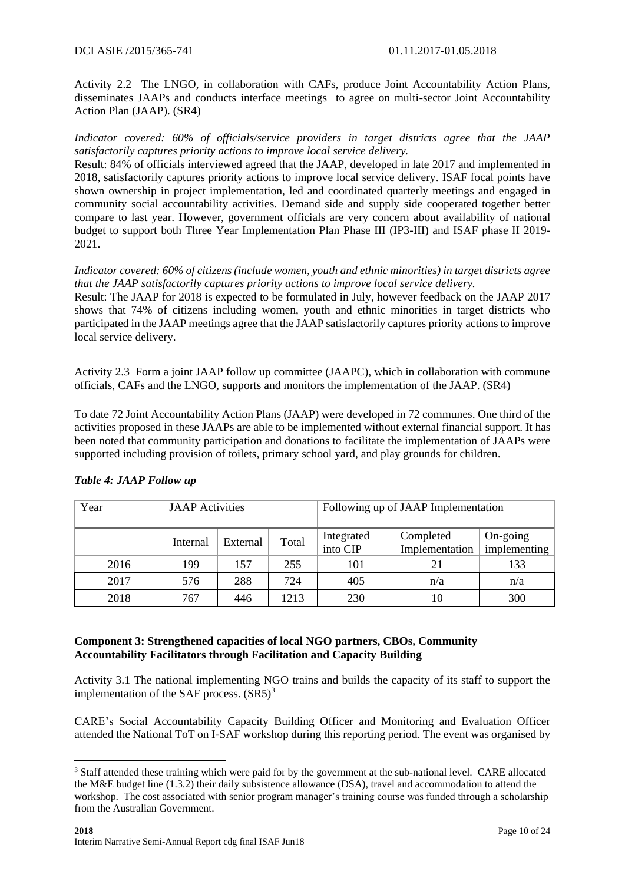Activity 2.2 The LNGO, in collaboration with CAFs, produce Joint Accountability Action Plans, disseminates JAAPs and conducts interface meetings to agree on multi-sector Joint Accountability Action Plan (JAAP). (SR4)

*Indicator covered: 60% of officials/service providers in target districts agree that the JAAP satisfactorily captures priority actions to improve local service delivery.*

Result: 84% of officials interviewed agreed that the JAAP, developed in late 2017 and implemented in 2018, satisfactorily captures priority actions to improve local service delivery. ISAF focal points have shown ownership in project implementation, led and coordinated quarterly meetings and engaged in community social accountability activities. Demand side and supply side cooperated together better compare to last year. However, government officials are very concern about availability of national budget to support both Three Year Implementation Plan Phase III (IP3-III) and ISAF phase II 2019-2021.

*Indicator covered: 60% of citizens (include women, youth and ethnic minorities) in target districts agree that the JAAP satisfactorily captures priority actions to improve local service delivery.*

Result: The JAAP for 2018 is expected to be formulated in July, however feedback on the JAAP 2017 shows that 74% of citizens including women, youth and ethnic minorities in target districts who participated in the JAAP meetings agree that the JAAP satisfactorily captures priority actions to improve local service delivery.

Activity 2.3 Form a joint JAAP follow up committee (JAAPC), which in collaboration with commune officials, CAFs and the LNGO, supports and monitors the implementation of the JAAP. (SR4)

To date 72 Joint Accountability Action Plans (JAAP) were developed in 72 communes. One third of the activities proposed in these JAAPs are able to be implemented without external financial support. It has been noted that community participation and donations to facilitate the implementation of JAAPs were supported including provision of toilets, primary school yard, and play grounds for children.

***Table 4: JAAP Follow up***

| Year | JAAP Activities | | | Following up of JAAP Implementation | | |
|---|---|---|---|---|---|---|
| | Internal | External | Total | Integrated into CIP | Completed Implementation | On-going implementing |
| 2016 | 199 | 157 | 255 | 101 | 21 | 133 |
| 2017 | 576 | 288 | 724 | 405 | n/a | n/a |
| 2018 | 767 | 446 | 1213 | 230 | 10 | 300 |

**Component 3: Strengthened capacities of local NGO partners, CBOs, Community Accountability Facilitators through Facilitation and Capacity Building**

Activity 3.1 The national implementing NGO trains and builds the capacity of its staff to support the implementation of the SAF process. (SR5)[3]

CARE's Social Accountability Capacity Building Officer and Monitoring and Evaluation Officer attended the National ToT on I-SAF workshop during this reporting period. The event was organised by

[3] Staff attended these training which were paid for by the government at the sub-national level. CARE allocated the M&E budget line (1.3.2) their daily subsistence allowance (DSA), travel and accommodation to attend the workshop. The cost associated with senior program manager's training course was funded through a scholarship from the Australian Government.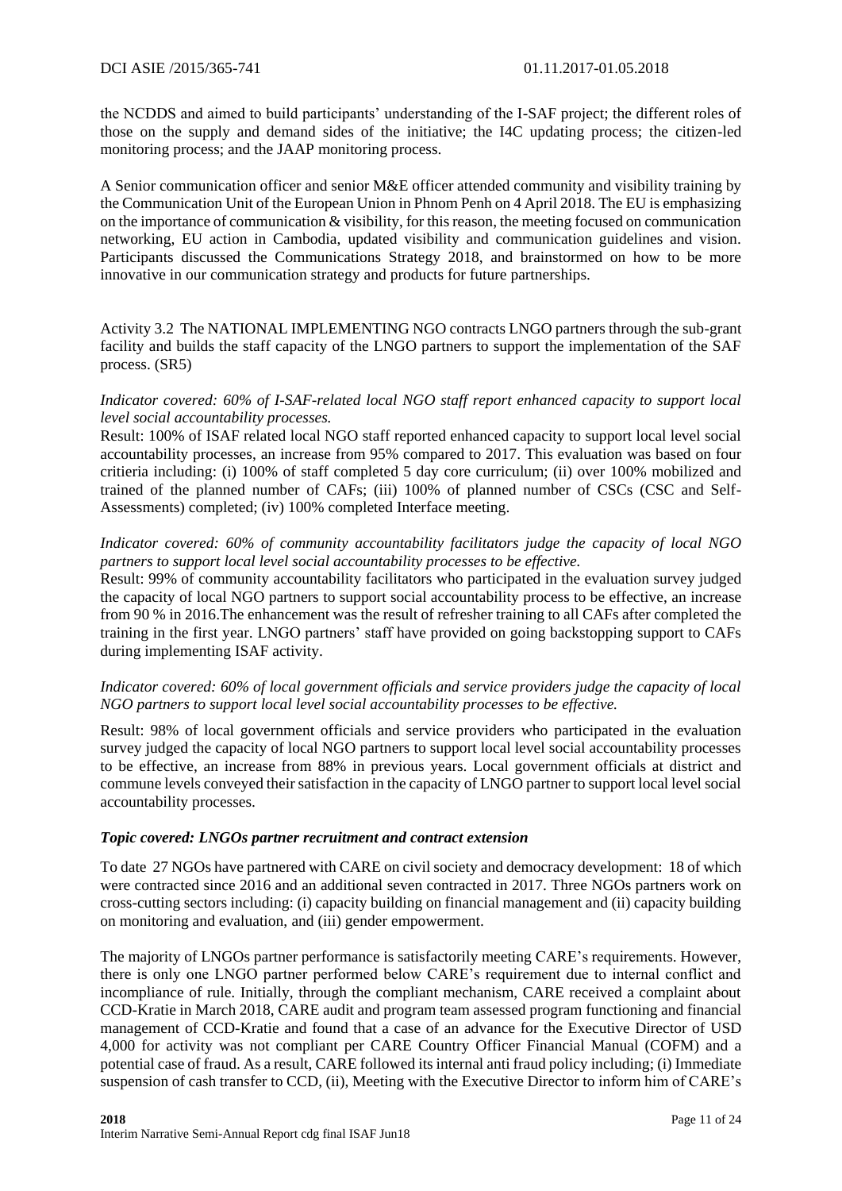the NCDDS and aimed to build participants' understanding of the I-SAF project; the different roles of those on the supply and demand sides of the initiative; the I4C updating process; the citizen-led monitoring process; and the JAAP monitoring process.

A Senior communication officer and senior M&E officer attended community and visibility training by the Communication Unit of the European Union in Phnom Penh on 4 April 2018. The EU is emphasizing on the importance of communication & visibility, for this reason, the meeting focused on communication networking, EU action in Cambodia, updated visibility and communication guidelines and vision. Participants discussed the Communications Strategy 2018, and brainstormed on how to be more innovative in our communication strategy and products for future partnerships.

Activity 3.2 The NATIONAL IMPLEMENTING NGO contracts LNGO partners through the sub-grant facility and builds the staff capacity of the LNGO partners to support the implementation of the SAF process. (SR5)

*Indicator covered: 60% of I-SAF-related local NGO staff report enhanced capacity to support local level social accountability processes.*

Result: 100% of ISAF related local NGO staff reported enhanced capacity to support local level social accountability processes, an increase from 95% compared to 2017. This evaluation was based on four critieria including: (i) 100% of staff completed 5 day core curriculum; (ii) over 100% mobilized and trained of the planned number of CAFs; (iii) 100% of planned number of CSCs (CSC and Self-Assessments) completed; (iv) 100% completed Interface meeting.

*Indicator covered: 60% of community accountability facilitators judge the capacity of local NGO partners to support local level social accountability processes to be effective.*

Result: 99% of community accountability facilitators who participated in the evaluation survey judged the capacity of local NGO partners to support social accountability process to be effective, an increase from 90 % in 2016.The enhancement was the result of refresher training to all CAFs after completed the training in the first year. LNGO partners' staff have provided on going backstopping support to CAFs during implementing ISAF activity.

*Indicator covered: 60% of local government officials and service providers judge the capacity of local NGO partners to support local level social accountability processes to be effective.*

Result: 98% of local government officials and service providers who participated in the evaluation survey judged the capacity of local NGO partners to support local level social accountability processes to be effective, an increase from 88% in previous years. Local government officials at district and commune levels conveyed their satisfaction in the capacity of LNGO partner to support local level social accountability processes.

***Topic covered: LNGOs partner recruitment and contract extension***

To date 27 NGOs have partnered with CARE on civil society and democracy development: 18 of which were contracted since 2016 and an additional seven contracted in 2017. Three NGOs partners work on cross-cutting sectors including: (i) capacity building on financial management and (ii) capacity building on monitoring and evaluation, and (iii) gender empowerment.

The majority of LNGOs partner performance is satisfactorily meeting CARE's requirements. However, there is only one LNGO partner performed below CARE's requirement due to internal conflict and incompliance of rule. Initially, through the compliant mechanism, CARE received a complaint about CCD-Kratie in March 2018, CARE audit and program team assessed program functioning and financial management of CCD-Kratie and found that a case of an advance for the Executive Director of USD 4,000 for activity was not compliant per CARE Country Officer Financial Manual (COFM) and a potential case of fraud. As a result, CARE followed its internal anti fraud policy including; (i) Immediate suspension of cash transfer to CCD, (ii), Meeting with the Executive Director to inform him of CARE's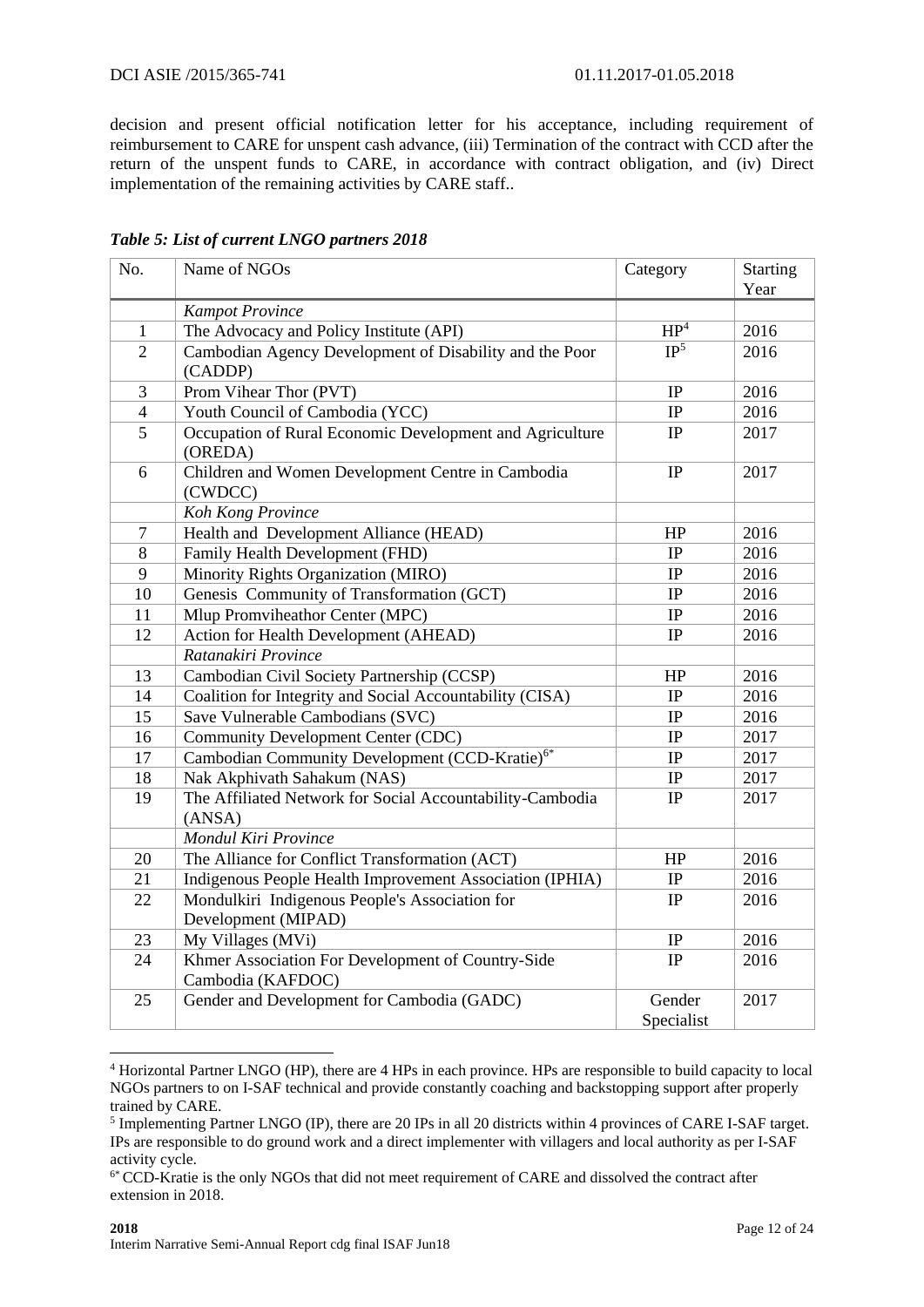decision and present official notification letter for his acceptance, including requirement of reimbursement to CARE for unspent cash advance, (iii) Termination of the contract with CCD after the return of the unspent funds to CARE, in accordance with contract obligation, and (iv) Direct implementation of the remaining activities by CARE staff..

*Table 5: List of current LNGO partners 2018*

| No. | Name of NGOs | Category | Starting Year |
|---|---|---|---|
| | *Kampot Province* | | |
| 1 | The Advocacy and Policy Institute (API) | HP[4] | 2016 |
| 2 | Cambodian Agency Development of Disability and the Poor (CADDP) | IP[5] | 2016 |
| 3 | Prom Vihear Thor (PVT) | IP | 2016 |
| 4 | Youth Council of Cambodia (YCC) | IP | 2016 |
| 5 | Occupation of Rural Economic Development and Agriculture (OREDA) | IP | 2017 |
| 6 | Children and Women Development Centre in Cambodia (CWDCC) | IP | 2017 |
| | *Koh Kong Province* | | |
| 7 | Health and Development Alliance (HEAD) | HP | 2016 |
| 8 | Family Health Development (FHD) | IP | 2016 |
| 9 | Minority Rights Organization (MIRO) | IP | 2016 |
| 10 | Genesis Community of Transformation (GCT) | IP | 2016 |
| 11 | Mlup Promviheathor Center (MPC) | IP | 2016 |
| 12 | Action for Health Development (AHEAD) | IP | 2016 |
| | *Ratanakiri Province* | | |
| 13 | Cambodian Civil Society Partnership (CCSP) | HP | 2016 |
| 14 | Coalition for Integrity and Social Accountability (CISA) | IP | 2016 |
| 15 | Save Vulnerable Cambodians (SVC) | IP | 2016 |
| 16 | Community Development Center (CDC) | IP | 2017 |
| 17 | Cambodian Community Development (CCD-Kratie)[6*] | IP | 2017 |
| 18 | Nak Akphivath Sahakum (NAS) | IP | 2017 |
| 19 | The Affiliated Network for Social Accountability-Cambodia (ANSA) | IP | 2017 |
| | *Mondul Kiri Province* | | |
| 20 | The Alliance for Conflict Transformation (ACT) | HP | 2016 |
| 21 | Indigenous People Health Improvement Association (IPHIA) | IP | 2016 |
| 22 | Mondulkiri Indigenous People's Association for Development (MIPAD) | IP | 2016 |
| 23 | My Villages (MVi) | IP | 2016 |
| 24 | Khmer Association For Development of Country-Side Cambodia (KAFDOC) | IP | 2016 |
| 25 | Gender and Development for Cambodia (GADC) | Gender Specialist | 2017 |

[4] Horizontal Partner LNGO (HP), there are 4 HPs in each province. HPs are responsible to build capacity to local NGOs partners to on I-SAF technical and provide constantly coaching and backstopping support after properly trained by CARE.

[5] Implementing Partner LNGO (IP), there are 20 IPs in all 20 districts within 4 provinces of CARE I-SAF target. IPs are responsible to do ground work and a direct implementer with villagers and local authority as per I-SAF activity cycle.

[6*] CCD-Kratie is the only NGOs that did not meet requirement of CARE and dissolved the contract after extension in 2018.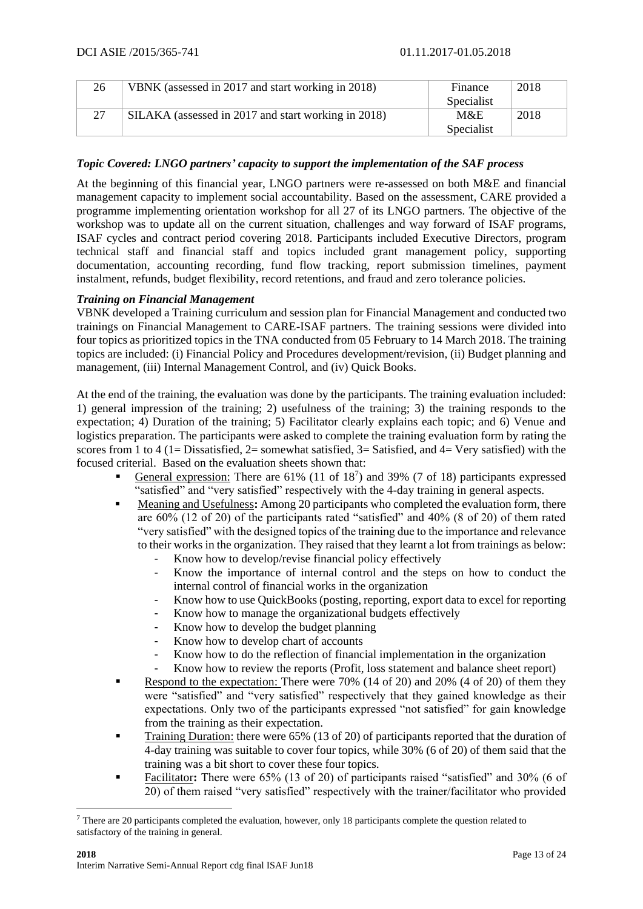| 26 | VBNK (assessed in 2017 and start working in 2018) | Finance Specialist | 2018 |
|---|---|---|---|
| 27 | SILAKA (assessed in 2017 and start working in 2018) | M&E Specialist | 2018 |

***Topic Covered: LNGO partners' capacity to support the implementation of the SAF process***

At the beginning of this financial year, LNGO partners were re-assessed on both M&E and financial management capacity to implement social accountability. Based on the assessment, CARE provided a programme implementing orientation workshop for all 27 of its LNGO partners. The objective of the workshop was to update all on the current situation, challenges and way forward of ISAF programs, ISAF cycles and contract period covering 2018. Participants included Executive Directors, program technical staff and financial staff and topics included grant management policy, supporting documentation, accounting recording, fund flow tracking, report submission timelines, payment instalment, refunds, budget flexibility, record retentions, and fraud and zero tolerance policies.

***Training on Financial Management***

VBNK developed a Training curriculum and session plan for Financial Management and conducted two trainings on Financial Management to CARE-ISAF partners. The training sessions were divided into four topics as prioritized topics in the TNA conducted from 05 February to 14 March 2018. The training topics are included: (i) Financial Policy and Procedures development/revision, (ii) Budget planning and management, (iii) Internal Management Control, and (iv) Quick Books.

At the end of the training, the evaluation was done by the participants. The training evaluation included: 1) general impression of the training; 2) usefulness of the training; 3) the training responds to the expectation; 4) Duration of the training; 5) Facilitator clearly explains each topic; and 6) Venue and logistics preparation. The participants were asked to complete the training evaluation form by rating the scores from 1 to 4 (1= Dissatisfied, 2= somewhat satisfied, 3= Satisfied, and 4= Very satisfied) with the focused criterial. Based on the evaluation sheets shown that:

- General expression: There are 61% (11 of 18[7]) and 39% (7 of 18) participants expressed "satisfied" and "very satisfied" respectively with the 4-day training in general aspects.
- Meaning and Usefulness**:** Among 20 participants who completed the evaluation form, there are 60% (12 of 20) of the participants rated "satisfied" and 40% (8 of 20) of them rated "very satisfied" with the designed topics of the training due to the importance and relevance to their works in the organization. They raised that they learnt a lot from trainings as below:
  - Know how to develop/revise financial policy effectively
  - Know the importance of internal control and the steps on how to conduct the internal control of financial works in the organization
  - Know how to use QuickBooks (posting, reporting, export data to excel for reporting
  - Know how to manage the organizational budgets effectively
  - Know how to develop the budget planning
  - Know how to develop chart of accounts
  - Know how to do the reflection of financial implementation in the organization
  - Know how to review the reports (Profit, loss statement and balance sheet report)
- Respond to the expectation: There were 70% (14 of 20) and 20% (4 of 20) of them they were "satisfied" and "very satisfied" respectively that they gained knowledge as their expectations. Only two of the participants expressed "not satisfied" for gain knowledge from the training as their expectation.
- Training Duration: there were 65% (13 of 20) of participants reported that the duration of 4-day training was suitable to cover four topics, while 30% (6 of 20) of them said that the training was a bit short to cover these four topics.
- Facilitator**:** There were 65% (13 of 20) of participants raised "satisfied" and 30% (6 of 20) of them raised "very satisfied" respectively with the trainer/facilitator who provided

[7] There are 20 participants completed the evaluation, however, only 18 participants complete the question related to satisfactory of the training in general.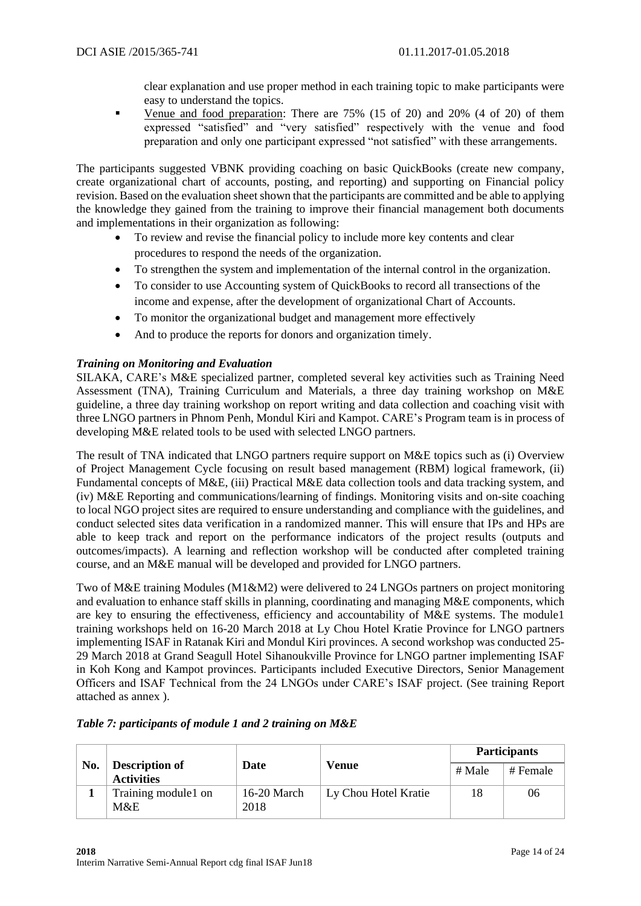clear explanation and use proper method in each training topic to make participants were easy to understand the topics.

- Venue and food preparation: There are 75% (15 of 20) and 20% (4 of 20) of them expressed "satisfied" and "very satisfied" respectively with the venue and food preparation and only one participant expressed "not satisfied" with these arrangements.

The participants suggested VBNK providing coaching on basic QuickBooks (create new company, create organizational chart of accounts, posting, and reporting) and supporting on Financial policy revision. Based on the evaluation sheet shown that the participants are committed and be able to applying the knowledge they gained from the training to improve their financial management both documents and implementations in their organization as following:

- To review and revise the financial policy to include more key contents and clear procedures to respond the needs of the organization.
- To strengthen the system and implementation of the internal control in the organization.
- To consider to use Accounting system of QuickBooks to record all transections of the income and expense, after the development of organizational Chart of Accounts.
- To monitor the organizational budget and management more effectively
- And to produce the reports for donors and organization timely.

### *Training on Monitoring and Evaluation*

SILAKA, CARE's M&E specialized partner, completed several key activities such as Training Need Assessment (TNA), Training Curriculum and Materials, a three day training workshop on M&E guideline, a three day training workshop on report writing and data collection and coaching visit with three LNGO partners in Phnom Penh, Mondul Kiri and Kampot. CARE's Program team is in process of developing M&E related tools to be used with selected LNGO partners.

The result of TNA indicated that LNGO partners require support on M&E topics such as (i) Overview of Project Management Cycle focusing on result based management (RBM) logical framework, (ii) Fundamental concepts of M&E, (iii) Practical M&E data collection tools and data tracking system, and (iv) M&E Reporting and communications/learning of findings. Monitoring visits and on-site coaching to local NGO project sites are required to ensure understanding and compliance with the guidelines, and conduct selected sites data verification in a randomized manner. This will ensure that IPs and HPs are able to keep track and report on the performance indicators of the project results (outputs and outcomes/impacts). A learning and reflection workshop will be conducted after completed training course, and an M&E manual will be developed and provided for LNGO partners.

Two of M&E training Modules (M1&M2) were delivered to 24 LNGOs partners on project monitoring and evaluation to enhance staff skills in planning, coordinating and managing M&E components, which are key to ensuring the effectiveness, efficiency and accountability of M&E systems. The module1 training workshops held on 16-20 March 2018 at Ly Chou Hotel Kratie Province for LNGO partners implementing ISAF in Ratanak Kiri and Mondul Kiri provinces. A second workshop was conducted 25-29 March 2018 at Grand Seagull Hotel Sihanoukville Province for LNGO partner implementing ISAF in Koh Kong and Kampot provinces. Participants included Executive Directors, Senior Management Officers and ISAF Technical from the 24 LNGOs under CARE's ISAF project. (See training Report attached as annex ).

***Table 7: participants of module 1 and 2 training on M&E***

| No. | Description of Activities | Date | Venue | Participants | |
|---|---|---|---|---|---|
| | | | | # Male | # Female |
| **1** | Training module1 on M&E | 16-20 March 2018 | Ly Chou Hotel Kratie | 18 | 06 |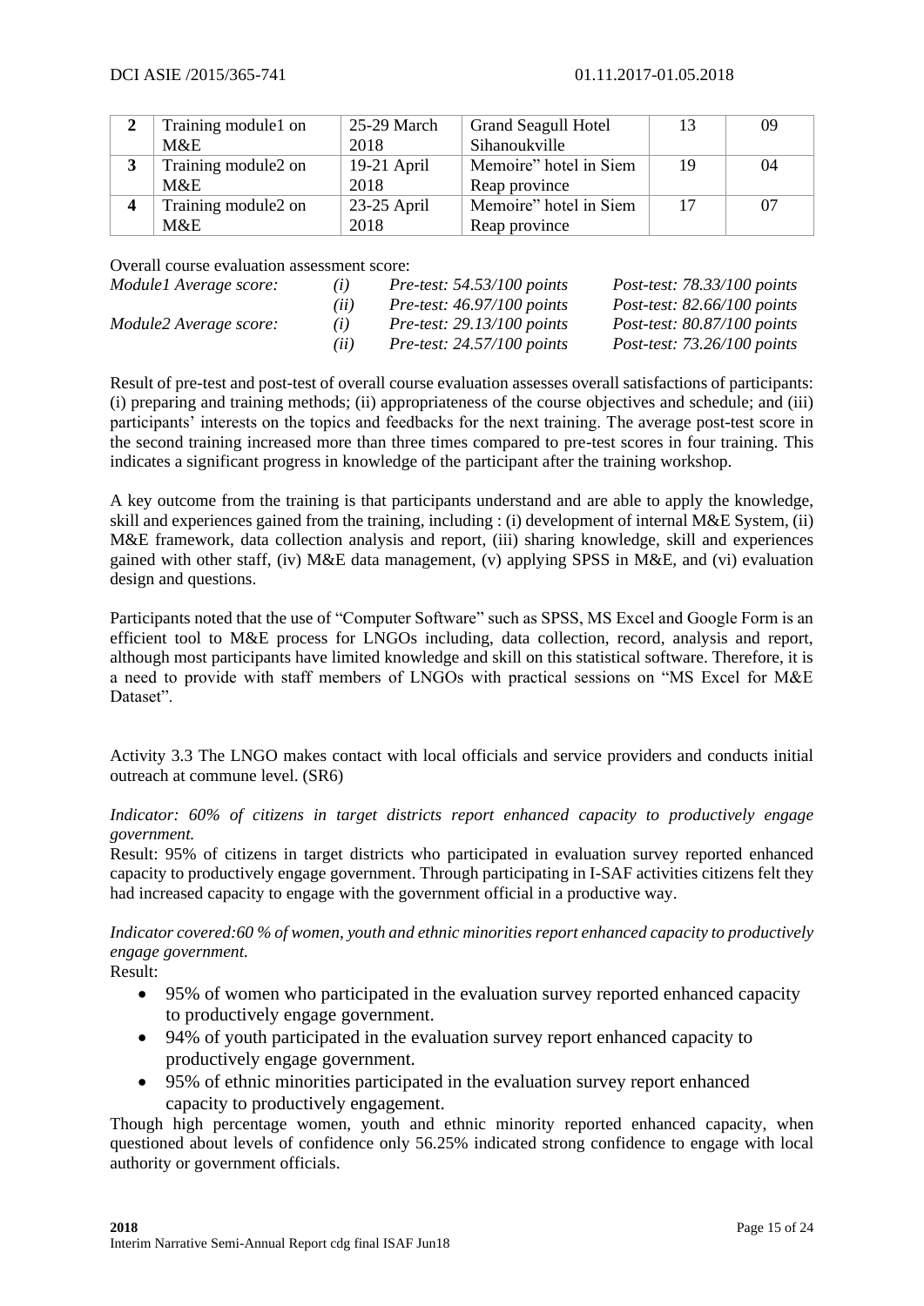| 2 | Training module1 on M&E | 25-29 March 2018 | Grand Seagull Hotel Sihanoukville | 13 | 09 |
|---|---|---|---|---|---|
| 3 | Training module2 on M&E | 19-21 April 2018 | Memoire" hotel in Siem Reap province | 19 | 04 |
| 4 | Training module2 on M&E | 23-25 April 2018 | Memoire" hotel in Siem Reap province | 17 | 07 |

Overall course evaluation assessment score:

| | | | |
|---|---|---|---|
| *Module1 Average score:* | *(i)* | *Pre-test: 54.53/100 points* | *Post-test: 78.33/100 points* |
| | *(ii)* | *Pre-test: 46.97/100 points* | *Post-test: 82.66/100 points* |
| *Module2 Average score:* | *(i)* | *Pre-test: 29.13/100 points* | *Post-test: 80.87/100 points* |
| | *(ii)* | *Pre-test: 24.57/100 points* | *Post-test: 73.26/100 points* |

Result of pre-test and post-test of overall course evaluation assesses overall satisfactions of participants: (i) preparing and training methods; (ii) appropriateness of the course objectives and schedule; and (iii) participants' interests on the topics and feedbacks for the next training. The average post-test score in the second training increased more than three times compared to pre-test scores in four training. This indicates a significant progress in knowledge of the participant after the training workshop.

A key outcome from the training is that participants understand and are able to apply the knowledge, skill and experiences gained from the training, including : (i) development of internal M&E System, (ii) M&E framework, data collection analysis and report, (iii) sharing knowledge, skill and experiences gained with other staff, (iv) M&E data management, (v) applying SPSS in M&E, and (vi) evaluation design and questions.

Participants noted that the use of "Computer Software" such as SPSS, MS Excel and Google Form is an efficient tool to M&E process for LNGOs including, data collection, record, analysis and report, although most participants have limited knowledge and skill on this statistical software. Therefore, it is a need to provide with staff members of LNGOs with practical sessions on "MS Excel for M&E Dataset".

Activity 3.3 The LNGO makes contact with local officials and service providers and conducts initial outreach at commune level. (SR6)

*Indicator: 60% of citizens in target districts report enhanced capacity to productively engage government.*

Result: 95% of citizens in target districts who participated in evaluation survey reported enhanced capacity to productively engage government. Through participating in I-SAF activities citizens felt they had increased capacity to engage with the government official in a productive way.

*Indicator covered:60 % of women, youth and ethnic minorities report enhanced capacity to productively engage government.*

Result:

- 95% of women who participated in the evaluation survey reported enhanced capacity to productively engage government.
- 94% of youth participated in the evaluation survey report enhanced capacity to productively engage government.
- 95% of ethnic minorities participated in the evaluation survey report enhanced capacity to productively engagement.

Though high percentage women, youth and ethnic minority reported enhanced capacity, when questioned about levels of confidence only 56.25% indicated strong confidence to engage with local authority or government officials.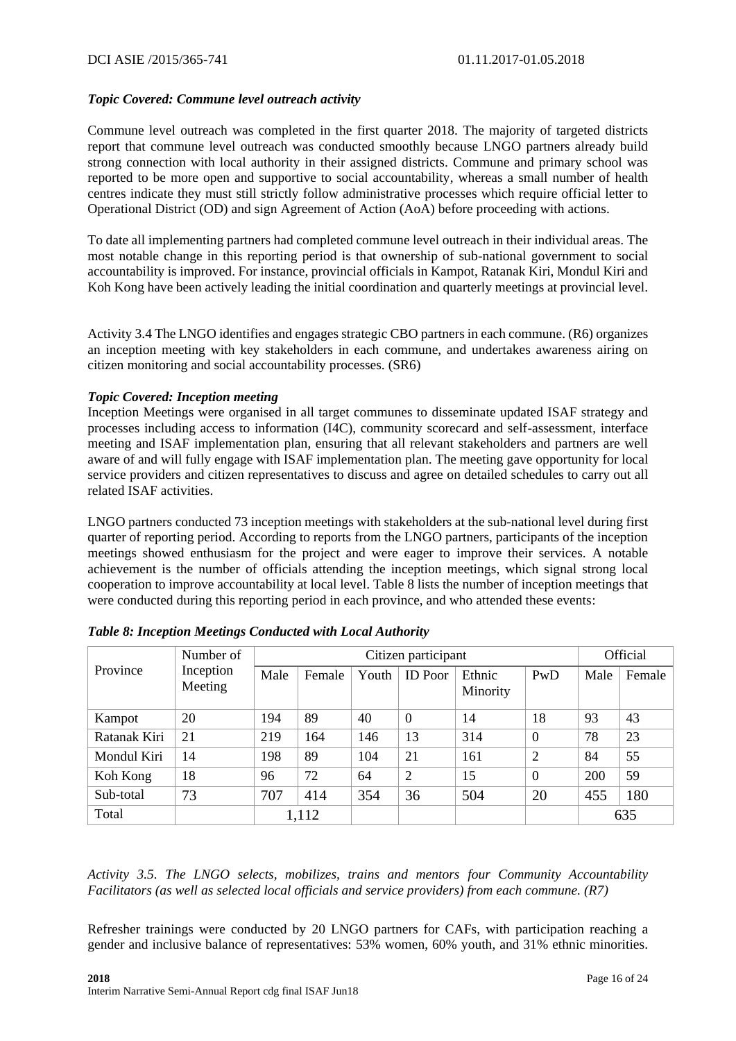*Topic Covered: Commune level outreach activity*

Commune level outreach was completed in the first quarter 2018. The majority of targeted districts report that commune level outreach was conducted smoothly because LNGO partners already build strong connection with local authority in their assigned districts. Commune and primary school was reported to be more open and supportive to social accountability, whereas a small number of health centres indicate they must still strictly follow administrative processes which require official letter to Operational District (OD) and sign Agreement of Action (AoA) before proceeding with actions.

To date all implementing partners had completed commune level outreach in their individual areas. The most notable change in this reporting period is that ownership of sub-national government to social accountability is improved. For instance, provincial officials in Kampot, Ratanak Kiri, Mondul Kiri and Koh Kong have been actively leading the initial coordination and quarterly meetings at provincial level.

Activity 3.4 The LNGO identifies and engages strategic CBO partners in each commune. (R6) organizes an inception meeting with key stakeholders in each commune, and undertakes awareness airing on citizen monitoring and social accountability processes. (SR6)

***Topic Covered: Inception meeting***

Inception Meetings were organised in all target communes to disseminate updated ISAF strategy and processes including access to information (I4C), community scorecard and self-assessment, interface meeting and ISAF implementation plan, ensuring that all relevant stakeholders and partners are well aware of and will fully engage with ISAF implementation plan. The meeting gave opportunity for local service providers and citizen representatives to discuss and agree on detailed schedules to carry out all related ISAF activities.

LNGO partners conducted 73 inception meetings with stakeholders at the sub-national level during first quarter of reporting period. According to reports from the LNGO partners, participants of the inception meetings showed enthusiasm for the project and were eager to improve their services. A notable achievement is the number of officials attending the inception meetings, which signal strong local cooperation to improve accountability at local level. Table 8 lists the number of inception meetings that were conducted during this reporting period in each province, and who attended these events:

***Table 8: Inception Meetings Conducted with Local Authority***

| Province | Number of Inception Meeting | Citizen participant | | | | | | Official | |
|---|---|---|---|---|---|---|---|---|---|
| | | Male | Female | Youth | ID Poor | Ethnic Minority | PwD | Male | Female |
| Kampot | 20 | 194 | 89 | 40 | 0 | 14 | 18 | 93 | 43 |
| Ratanak Kiri | 21 | 219 | 164 | 146 | 13 | 314 | 0 | 78 | 23 |
| Mondul Kiri | 14 | 198 | 89 | 104 | 21 | 161 | 2 | 84 | 55 |
| Koh Kong | 18 | 96 | 72 | 64 | 2 | 15 | 0 | 200 | 59 |
| Sub-total | 73 | 707 | 414 | 354 | 36 | 504 | 20 | 455 | 180 |
| Total | | 1,112 | | | | | | 635 | |

*Activity 3.5. The LNGO selects, mobilizes, trains and mentors four Community Accountability Facilitators (as well as selected local officials and service providers) from each commune. (R7)*

Refresher trainings were conducted by 20 LNGO partners for CAFs, with participation reaching a gender and inclusive balance of representatives: 53% women, 60% youth, and 31% ethnic minorities.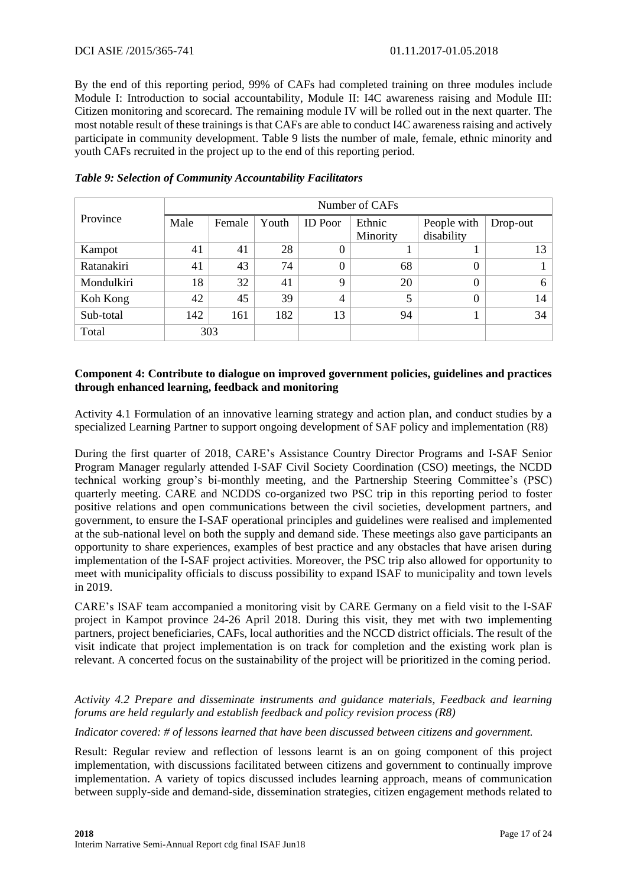By the end of this reporting period, 99% of CAFs had completed training on three modules include Module I: Introduction to social accountability, Module II: I4C awareness raising and Module III: Citizen monitoring and scorecard. The remaining module IV will be rolled out in the next quarter. The most notable result of these trainings is that CAFs are able to conduct I4C awareness raising and actively participate in community development. Table 9 lists the number of male, female, ethnic minority and youth CAFs recruited in the project up to the end of this reporting period.

***Table 9: Selection of Community Accountability Facilitators***

| Province | Number of CAFs | | | | | | |
|---|---|---|---|---|---|---|---|
| | Male | Female | Youth | ID Poor | Ethnic Minority | People with disability | Drop-out |
| Kampot | 41 | 41 | 28 | 0 | 1 | 1 | 13 |
| Ratanakiri | 41 | 43 | 74 | 0 | 68 | 0 | 1 |
| Mondulkiri | 18 | 32 | 41 | 9 | 20 | 0 | 6 |
| Koh Kong | 42 | 45 | 39 | 4 | 5 | 0 | 14 |
| Sub-total | 142 | 161 | 182 | 13 | 94 | 1 | 34 |
| Total | 303 | | | | | | |

**Component 4: Contribute to dialogue on improved government policies, guidelines and practices through enhanced learning, feedback and monitoring**

Activity 4.1 Formulation of an innovative learning strategy and action plan, and conduct studies by a specialized Learning Partner to support ongoing development of SAF policy and implementation (R8)

During the first quarter of 2018, CARE's Assistance Country Director Programs and I-SAF Senior Program Manager regularly attended I-SAF Civil Society Coordination (CSO) meetings, the NCDD technical working group's bi-monthly meeting, and the Partnership Steering Committee's (PSC) quarterly meeting. CARE and NCDDS co-organized two PSC trip in this reporting period to foster positive relations and open communications between the civil societies, development partners, and government, to ensure the I-SAF operational principles and guidelines were realised and implemented at the sub-national level on both the supply and demand side. These meetings also gave participants an opportunity to share experiences, examples of best practice and any obstacles that have arisen during implementation of the I-SAF project activities. Moreover, the PSC trip also allowed for opportunity to meet with municipality officials to discuss possibility to expand ISAF to municipality and town levels in 2019.

CARE's ISAF team accompanied a monitoring visit by CARE Germany on a field visit to the I-SAF project in Kampot province 24-26 April 2018. During this visit, they met with two implementing partners, project beneficiaries, CAFs, local authorities and the NCCD district officials. The result of the visit indicate that project implementation is on track for completion and the existing work plan is relevant. A concerted focus on the sustainability of the project will be prioritized in the coming period.

*Activity 4.2 Prepare and disseminate instruments and guidance materials, Feedback and learning forums are held regularly and establish feedback and policy revision process (R8)*

*Indicator covered: # of lessons learned that have been discussed between citizens and government.*

Result: Regular review and reflection of lessons learnt is an on going component of this project implementation, with discussions facilitated between citizens and government to continually improve implementation. A variety of topics discussed includes learning approach, means of communication between supply-side and demand-side, dissemination strategies, citizen engagement methods related to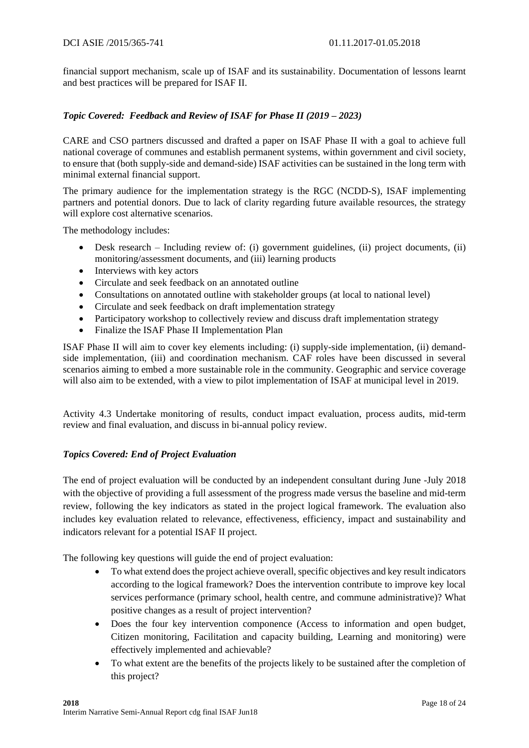financial support mechanism, scale up of ISAF and its sustainability. Documentation of lessons learnt and best practices will be prepared for ISAF II.

### *Topic Covered: Feedback and Review of ISAF for Phase II (2019 – 2023)*

CARE and CSO partners discussed and drafted a paper on ISAF Phase II with a goal to achieve full national coverage of communes and establish permanent systems, within government and civil society, to ensure that (both supply-side and demand-side) ISAF activities can be sustained in the long term with minimal external financial support.

The primary audience for the implementation strategy is the RGC (NCDD-S), ISAF implementing partners and potential donors. Due to lack of clarity regarding future available resources, the strategy will explore cost alternative scenarios.

The methodology includes:

- Desk research – Including review of: (i) government guidelines, (ii) project documents, (ii) monitoring/assessment documents, and (iii) learning products
- Interviews with key actors
- Circulate and seek feedback on an annotated outline
- Consultations on annotated outline with stakeholder groups (at local to national level)
- Circulate and seek feedback on draft implementation strategy
- Participatory workshop to collectively review and discuss draft implementation strategy
- Finalize the ISAF Phase II Implementation Plan

ISAF Phase II will aim to cover key elements including: (i) supply-side implementation, (ii) demand-side implementation, (iii) and coordination mechanism. CAF roles have been discussed in several scenarios aiming to embed a more sustainable role in the community. Geographic and service coverage will also aim to be extended, with a view to pilot implementation of ISAF at municipal level in 2019.

Activity 4.3 Undertake monitoring of results, conduct impact evaluation, process audits, mid-term review and final evaluation, and discuss in bi-annual policy review.

### *Topics Covered: End of Project Evaluation*

The end of project evaluation will be conducted by an independent consultant during June -July 2018 with the objective of providing a full assessment of the progress made versus the baseline and mid-term review, following the key indicators as stated in the project logical framework. The evaluation also includes key evaluation related to relevance, effectiveness, efficiency, impact and sustainability and indicators relevant for a potential ISAF II project.

The following key questions will guide the end of project evaluation:

- To what extend does the project achieve overall, specific objectives and key result indicators according to the logical framework? Does the intervention contribute to improve key local services performance (primary school, health centre, and commune administrative)? What positive changes as a result of project intervention?
- Does the four key intervention componence (Access to information and open budget, Citizen monitoring, Facilitation and capacity building, Learning and monitoring) were effectively implemented and achievable?
- To what extent are the benefits of the projects likely to be sustained after the completion of this project?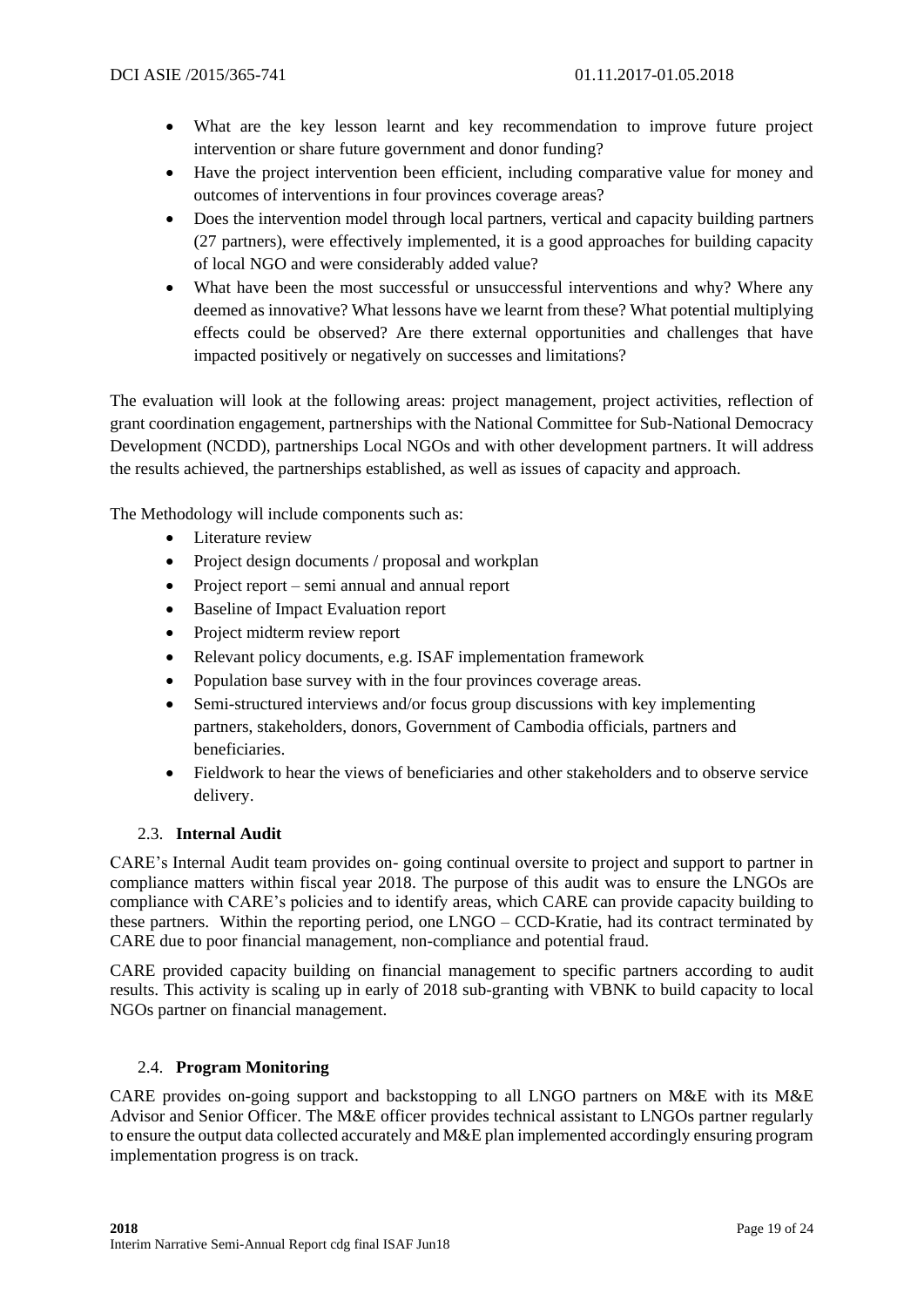- What are the key lesson learnt and key recommendation to improve future project intervention or share future government and donor funding?
- Have the project intervention been efficient, including comparative value for money and outcomes of interventions in four provinces coverage areas?
- Does the intervention model through local partners, vertical and capacity building partners (27 partners), were effectively implemented, it is a good approaches for building capacity of local NGO and were considerably added value?
- What have been the most successful or unsuccessful interventions and why? Where any deemed as innovative? What lessons have we learnt from these? What potential multiplying effects could be observed? Are there external opportunities and challenges that have impacted positively or negatively on successes and limitations?

The evaluation will look at the following areas: project management, project activities, reflection of grant coordination engagement, partnerships with the National Committee for Sub-National Democracy Development (NCDD), partnerships Local NGOs and with other development partners. It will address the results achieved, the partnerships established, as well as issues of capacity and approach.

The Methodology will include components such as:

- Literature review
- Project design documents / proposal and workplan
- Project report – semi annual and annual report
- Baseline of Impact Evaluation report
- Project midterm review report
- Relevant policy documents, e.g. ISAF implementation framework
- Population base survey with in the four provinces coverage areas.
- Semi-structured interviews and/or focus group discussions with key implementing partners, stakeholders, donors, Government of Cambodia officials, partners and beneficiaries.
- Fieldwork to hear the views of beneficiaries and other stakeholders and to observe service delivery.

### 2.3. **Internal Audit**

CARE's Internal Audit team provides on- going continual oversite to project and support to partner in compliance matters within fiscal year 2018. The purpose of this audit was to ensure the LNGOs are compliance with CARE's policies and to identify areas, which CARE can provide capacity building to these partners. Within the reporting period, one LNGO – CCD-Kratie, had its contract terminated by CARE due to poor financial management, non-compliance and potential fraud.

CARE provided capacity building on financial management to specific partners according to audit results. This activity is scaling up in early of 2018 sub-granting with VBNK to build capacity to local NGOs partner on financial management.

### 2.4. **Program Monitoring**

CARE provides on-going support and backstopping to all LNGO partners on M&E with its M&E Advisor and Senior Officer. The M&E officer provides technical assistant to LNGOs partner regularly to ensure the output data collected accurately and M&E plan implemented accordingly ensuring program implementation progress is on track.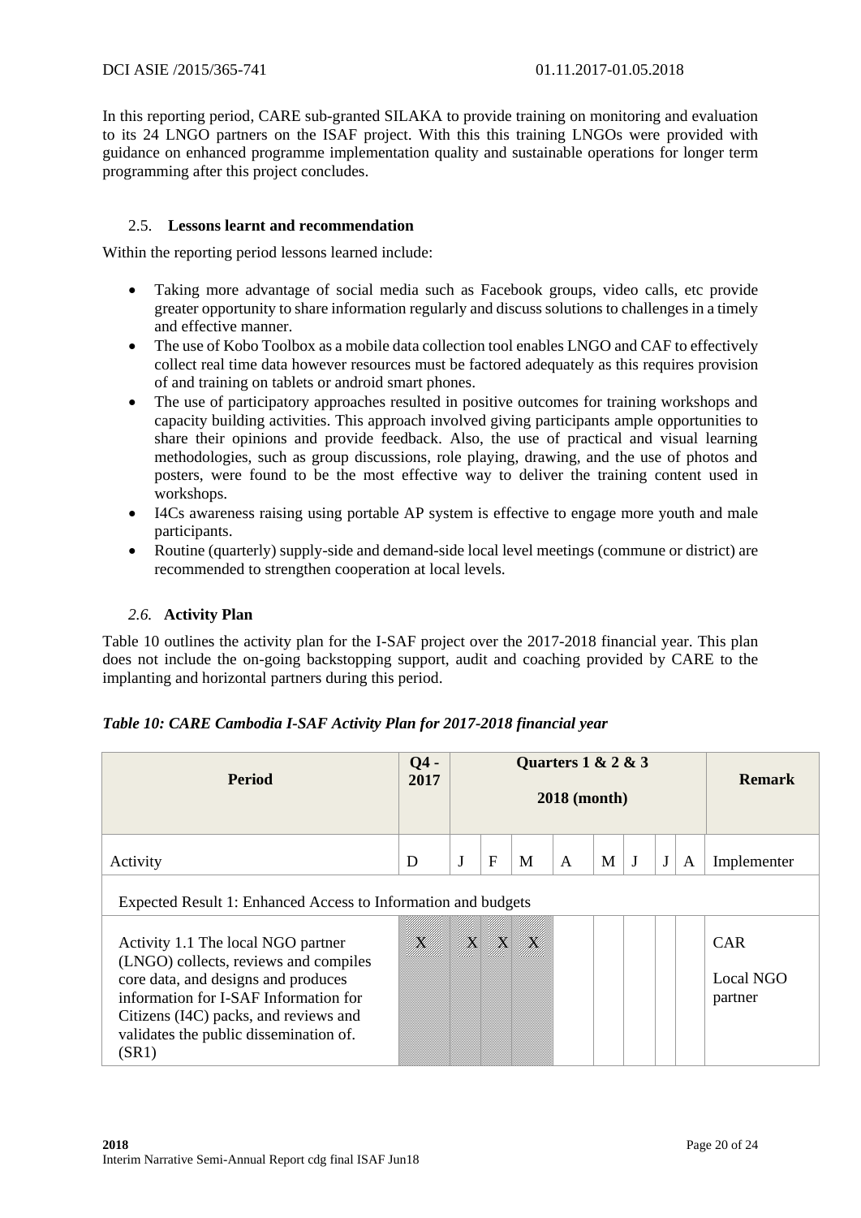In this reporting period, CARE sub-granted SILAKA to provide training on monitoring and evaluation to its 24 LNGO partners on the ISAF project. With this this training LNGOs were provided with guidance on enhanced programme implementation quality and sustainable operations for longer term programming after this project concludes.

### 2.5. Lessons learnt and recommendation

Within the reporting period lessons learned include:

- Taking more advantage of social media such as Facebook groups, video calls, etc provide greater opportunity to share information regularly and discuss solutions to challenges in a timely and effective manner.
- The use of Kobo Toolbox as a mobile data collection tool enables LNGO and CAF to effectively collect real time data however resources must be factored adequately as this requires provision of and training on tablets or android smart phones.
- The use of participatory approaches resulted in positive outcomes for training workshops and capacity building activities. This approach involved giving participants ample opportunities to share their opinions and provide feedback. Also, the use of practical and visual learning methodologies, such as group discussions, role playing, drawing, and the use of photos and posters, were found to be the most effective way to deliver the training content used in workshops.
- I4Cs awareness raising using portable AP system is effective to engage more youth and male participants.
- Routine (quarterly) supply-side and demand-side local level meetings (commune or district) are recommended to strengthen cooperation at local levels.

### *2.6.* Activity Plan

Table 10 outlines the activity plan for the I-SAF project over the 2017-2018 financial year. This plan does not include the on-going backstopping support, audit and coaching provided by CARE to the implanting and horizontal partners during this period.

***Table 10: CARE Cambodia I-SAF Activity Plan for 2017-2018 financial year***

| Period | Q4 - 2017 | Quarters 1 & 2 & 3 2018 (month) | | | | | | | | Remark |
|---|---|---|---|---|---|---|---|---|---|---|
| Activity | D | J | F | M | A | M | J | J | A | Implementer |
| Expected Result 1: Enhanced Access to Information and budgets | | | | | | | | | | |
| Activity 1.1 The local NGO partner (LNGO) collects, reviews and compiles core data, and designs and produces information for I-SAF Information for Citizens (I4C) packs, and reviews and validates the public dissemination of. (SR1) | X | X | X | X | | | | | | CAR<br>Local NGO partner |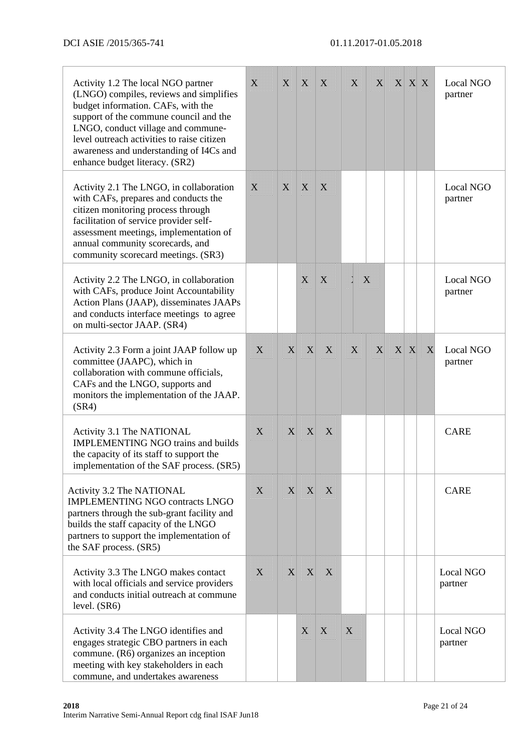| | | | | | | | | | | |
|---|---|---|---|---|---|---|---|---|---|---|
| Activity 1.2 The local NGO partner (LNGO) compiles, reviews and simplifies budget information. CAFs, with the support of the commune council and the LNGO, conduct village and commune-level outreach activities to raise citizen awareness and understanding of I4Cs and enhance budget literacy. (SR2) | X | X | X | X | X | X | X | X | X | Local NGO partner |
| Activity 2.1 The LNGO, in collaboration with CAFs, prepares and conducts the citizen monitoring process through facilitation of service provider self-assessment meetings, implementation of annual community scorecards, and community scorecard meetings. (SR3) | X | X | X | X | | | | | | Local NGO partner |
| Activity 2.2 The LNGO, in collaboration with CAFs, produce Joint Accountability Action Plans (JAAP), disseminates JAAPs and conducts interface meetings to agree on multi-sector JAAP. (SR4) | | | X | X | X | X | | | | Local NGO partner |
| Activity 2.3 Form a joint JAAP follow up committee (JAAPC), which in collaboration with commune officials, CAFs and the LNGO, supports and monitors the implementation of the JAAP. (SR4) | X | X | X | X | X | X | X | X | X | Local NGO partner |
| Activity 3.1 The NATIONAL IMPLEMENTING NGO trains and builds the capacity of its staff to support the implementation of the SAF process. (SR5) | X | X | X | X | | | | | | CARE |
| Activity 3.2 The NATIONAL IMPLEMENTING NGO contracts LNGO partners through the sub-grant facility and builds the staff capacity of the LNGO partners to support the implementation of the SAF process. (SR5) | X | X | X | X | | | | | | CARE |
| Activity 3.3 The LNGO makes contact with local officials and service providers and conducts initial outreach at commune level. (SR6) | X | X | X | X | | | | | | Local NGO partner |
| Activity 3.4 The LNGO identifies and engages strategic CBO partners in each commune. (R6) organizes an inception meeting with key stakeholders in each commune, and undertakes awareness | | | X | X | X | | | | | Local NGO partner |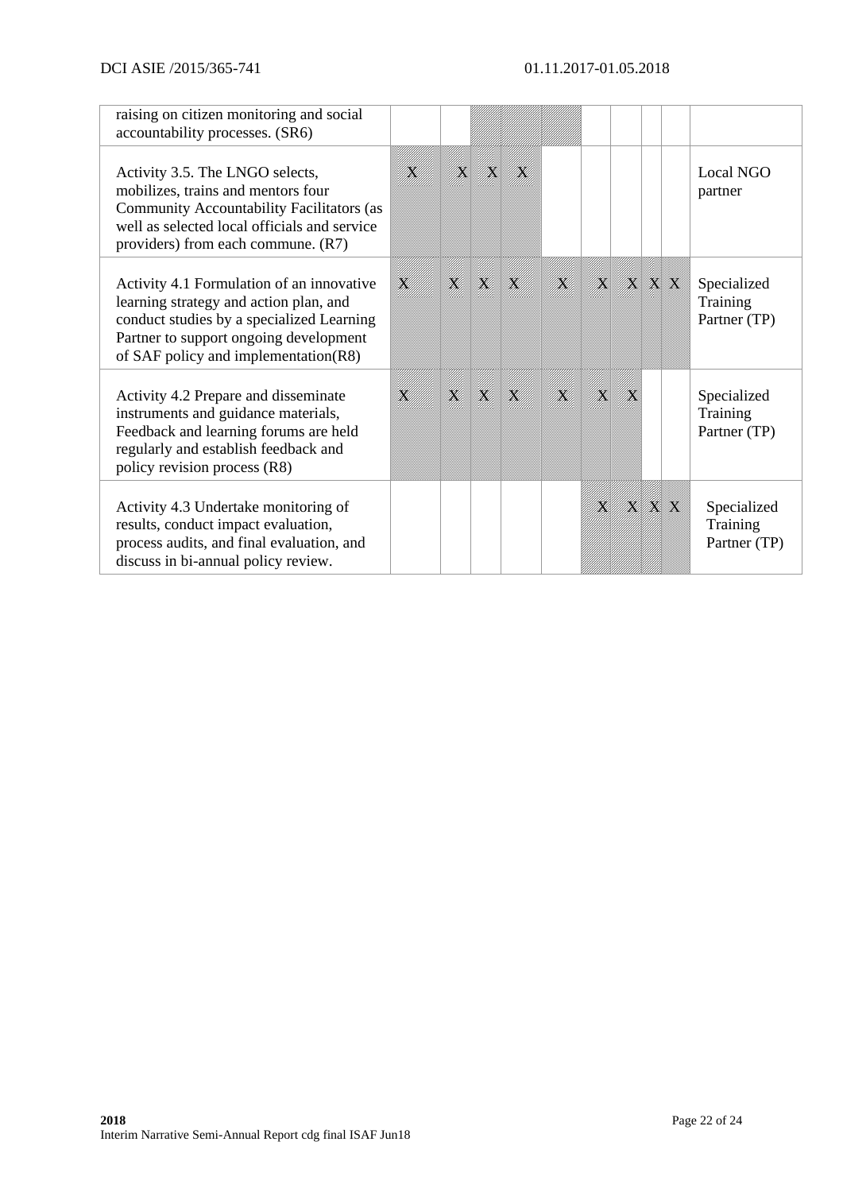| raising on citizen monitoring and social accountability processes. (SR6) | | | | | | | | | | |
|---|---|---|---|---|---|---|---|---|---|---|
| Activity 3.5. The LNGO selects, mobilizes, trains and mentors four Community Accountability Facilitators (as well as selected local officials and service providers) from each commune. (R7) | X | X | X | X | | | | | | Local NGO partner |
| Activity 4.1 Formulation of an innovative learning strategy and action plan, and conduct studies by a specialized Learning Partner to support ongoing development of SAF policy and implementation(R8) | X | X | X | X | X | X | X | X | X | Specialized Training Partner (TP) |
| Activity 4.2 Prepare and disseminate instruments and guidance materials, Feedback and learning forums are held regularly and establish feedback and policy revision process (R8) | X | X | X | X | X | X | X | | | Specialized Training Partner (TP) |
| Activity 4.3 Undertake monitoring of results, conduct impact evaluation, process audits, and final evaluation, and discuss in bi-annual policy review. | | | | | | X | X | X | X | Specialized Training Partner (TP) |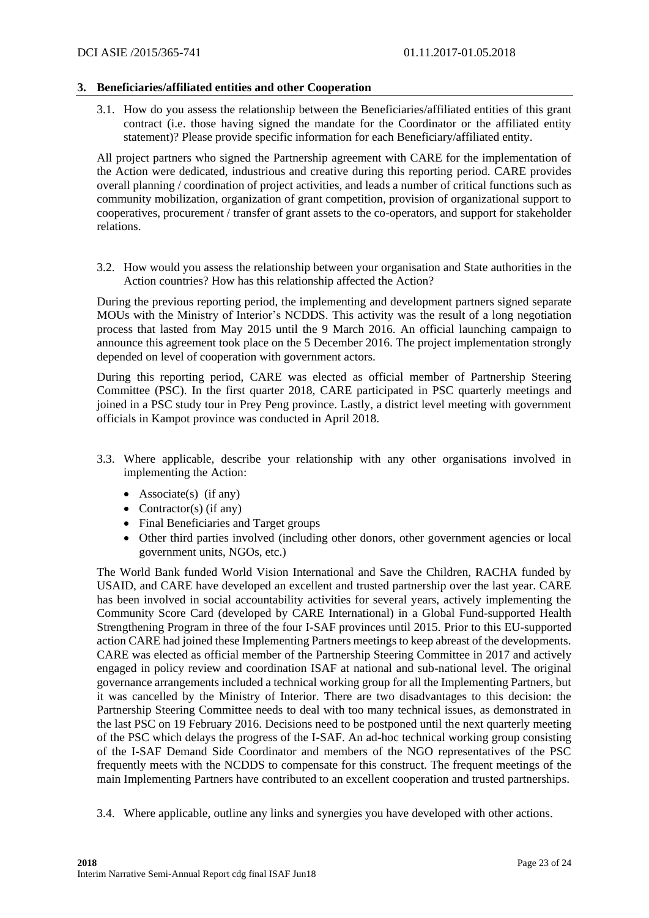## 3. Beneficiaries/affiliated entities and other Cooperation

3.1. How do you assess the relationship between the Beneficiaries/affiliated entities of this grant contract (i.e. those having signed the mandate for the Coordinator or the affiliated entity statement)? Please provide specific information for each Beneficiary/affiliated entity.

All project partners who signed the Partnership agreement with CARE for the implementation of the Action were dedicated, industrious and creative during this reporting period. CARE provides overall planning / coordination of project activities, and leads a number of critical functions such as community mobilization, organization of grant competition, provision of organizational support to cooperatives, procurement / transfer of grant assets to the co-operators, and support for stakeholder relations.

3.2. How would you assess the relationship between your organisation and State authorities in the Action countries? How has this relationship affected the Action?

During the previous reporting period, the implementing and development partners signed separate MOUs with the Ministry of Interior's NCDDS. This activity was the result of a long negotiation process that lasted from May 2015 until the 9 March 2016. An official launching campaign to announce this agreement took place on the 5 December 2016. The project implementation strongly depended on level of cooperation with government actors.

During this reporting period, CARE was elected as official member of Partnership Steering Committee (PSC). In the first quarter 2018, CARE participated in PSC quarterly meetings and joined in a PSC study tour in Prey Peng province. Lastly, a district level meeting with government officials in Kampot province was conducted in April 2018.

3.3. Where applicable, describe your relationship with any other organisations involved in implementing the Action:

- Associate(s) (if any)
- Contractor(s) (if any)
- Final Beneficiaries and Target groups
- Other third parties involved (including other donors, other government agencies or local government units, NGOs, etc.)

The World Bank funded World Vision International and Save the Children, RACHA funded by USAID, and CARE have developed an excellent and trusted partnership over the last year. CARE has been involved in social accountability activities for several years, actively implementing the Community Score Card (developed by CARE International) in a Global Fund-supported Health Strengthening Program in three of the four I-SAF provinces until 2015. Prior to this EU-supported action CARE had joined these Implementing Partners meetings to keep abreast of the developments. CARE was elected as official member of the Partnership Steering Committee in 2017 and actively engaged in policy review and coordination ISAF at national and sub-national level. The original governance arrangements included a technical working group for all the Implementing Partners, but it was cancelled by the Ministry of Interior. There are two disadvantages to this decision: the Partnership Steering Committee needs to deal with too many technical issues, as demonstrated in the last PSC on 19 February 2016. Decisions need to be postponed until the next quarterly meeting of the PSC which delays the progress of the I-SAF. An ad-hoc technical working group consisting of the I-SAF Demand Side Coordinator and members of the NGO representatives of the PSC frequently meets with the NCDDS to compensate for this construct. The frequent meetings of the main Implementing Partners have contributed to an excellent cooperation and trusted partnerships.

3.4. Where applicable, outline any links and synergies you have developed with other actions.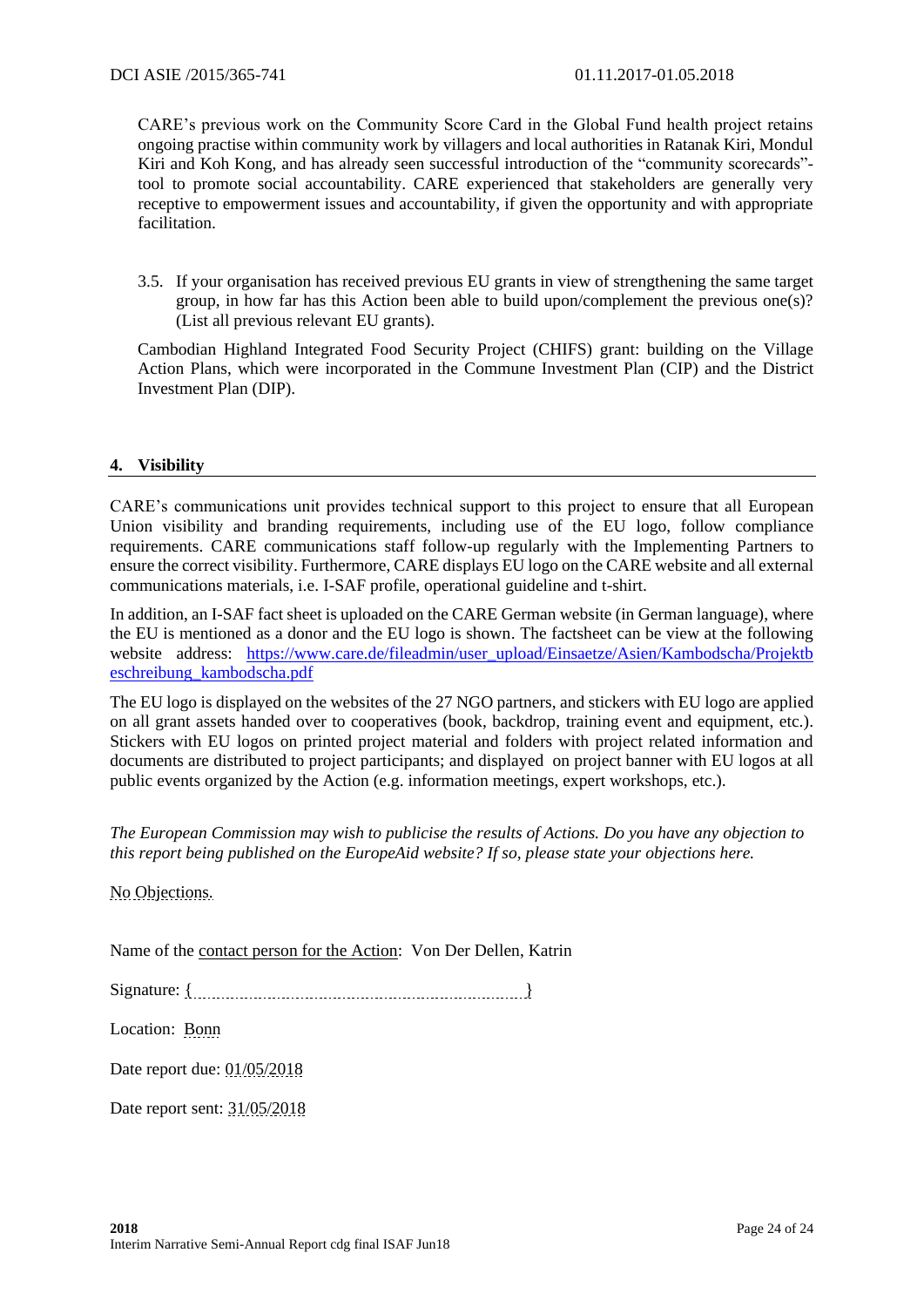CARE's previous work on the Community Score Card in the Global Fund health project retains ongoing practise within community work by villagers and local authorities in Ratanak Kiri, Mondul Kiri and Koh Kong, and has already seen successful introduction of the "community scorecards"-tool to promote social accountability. CARE experienced that stakeholders are generally very receptive to empowerment issues and accountability, if given the opportunity and with appropriate facilitation.

3.5. If your organisation has received previous EU grants in view of strengthening the same target group, in how far has this Action been able to build upon/complement the previous one(s)? (List all previous relevant EU grants).

Cambodian Highland Integrated Food Security Project (CHIFS) grant: building on the Village Action Plans, which were incorporated in the Commune Investment Plan (CIP) and the District Investment Plan (DIP).

## 4. Visibility

CARE's communications unit provides technical support to this project to ensure that all European Union visibility and branding requirements, including use of the EU logo, follow compliance requirements. CARE communications staff follow-up regularly with the Implementing Partners to ensure the correct visibility. Furthermore, CARE displays EU logo on the CARE website and all external communications materials, i.e. I-SAF profile, operational guideline and t-shirt.

In addition, an I-SAF fact sheet is uploaded on the CARE German website (in German language), where the EU is mentioned as a donor and the EU logo is shown. The factsheet can be view at the following website address: https://www.care.de/fileadmin/user_upload/Einsaetze/Asien/Kambodscha/Projektbeschreibung_kambodscha.pdf

The EU logo is displayed on the websites of the 27 NGO partners, and stickers with EU logo are applied on all grant assets handed over to cooperatives (book, backdrop, training event and equipment, etc.). Stickers with EU logos on printed project material and folders with project related information and documents are distributed to project participants; and displayed on project banner with EU logos at all public events organized by the Action (e.g. information meetings, expert workshops, etc.).

*The European Commission may wish to publicise the results of Actions. Do you have any objection to this report being published on the EuropeAid website? If so, please state your objections here.*

No Objections.

Name of the contact person for the Action: Von Der Dellen, Katrin

Signature: { }

Location: Bonn

Date report due: 01/05/2018

Date report sent: 31/05/2018